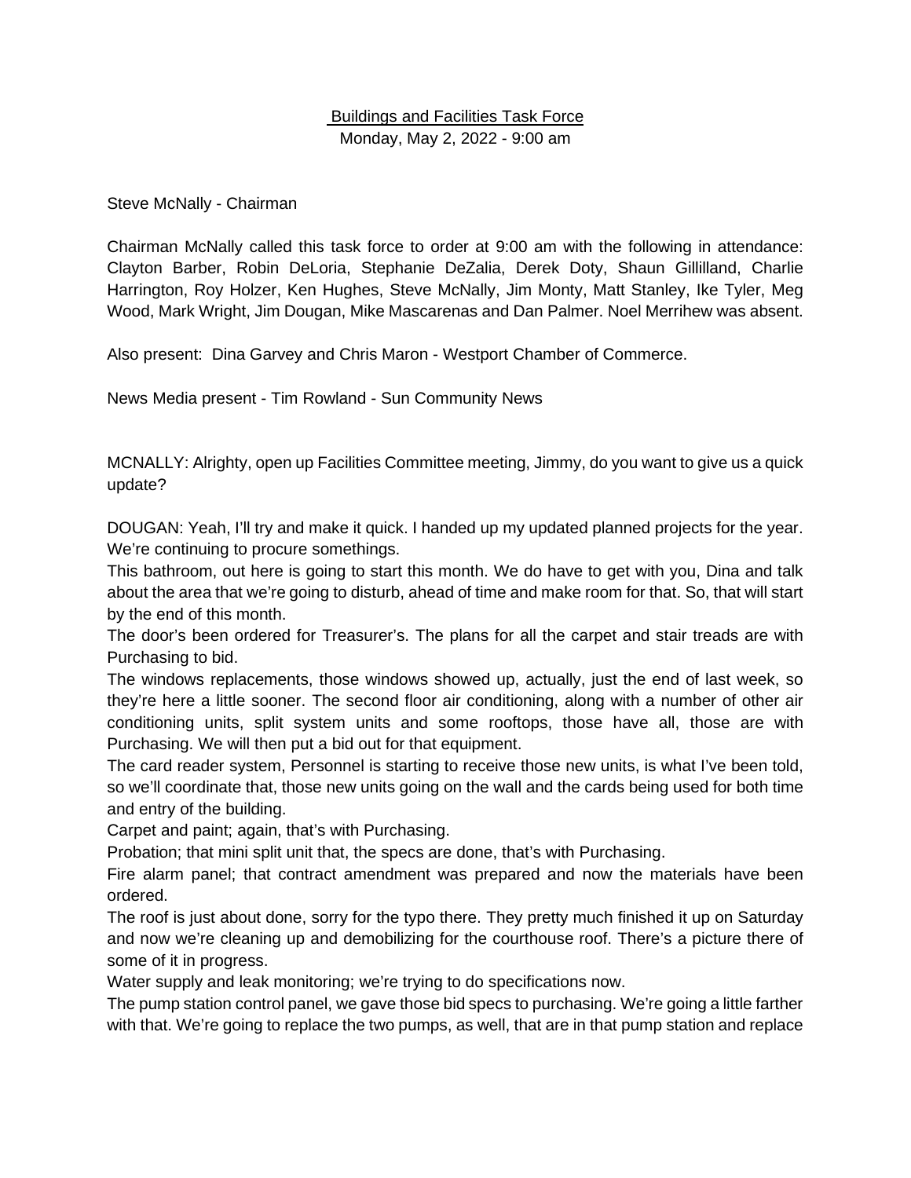Buildings and Facilities Task Force

Monday, May 2, 2022 - 9:00 am

Steve McNally - Chairman

Chairman McNally called this task force to order at 9:00 am with the following in attendance: Clayton Barber, Robin DeLoria, Stephanie DeZalia, Derek Doty, Shaun Gillilland, Charlie Harrington, Roy Holzer, Ken Hughes, Steve McNally, Jim Monty, Matt Stanley, Ike Tyler, Meg Wood, Mark Wright, Jim Dougan, Mike Mascarenas and Dan Palmer. Noel Merrihew was absent.

Also present: Dina Garvey and Chris Maron - Westport Chamber of Commerce.

News Media present - Tim Rowland - Sun Community News

MCNALLY: Alrighty, open up Facilities Committee meeting, Jimmy, do you want to give us a quick update?

DOUGAN: Yeah, I'll try and make it quick. I handed up my updated planned projects for the year. We're continuing to procure somethings.

This bathroom, out here is going to start this month. We do have to get with you, Dina and talk about the area that we're going to disturb, ahead of time and make room for that. So, that will start by the end of this month.

The door's been ordered for Treasurer's. The plans for all the carpet and stair treads are with Purchasing to bid.

The windows replacements, those windows showed up, actually, just the end of last week, so they're here a little sooner. The second floor air conditioning, along with a number of other air conditioning units, split system units and some rooftops, those have all, those are with Purchasing. We will then put a bid out for that equipment.

The card reader system, Personnel is starting to receive those new units, is what I've been told, so we'll coordinate that, those new units going on the wall and the cards being used for both time and entry of the building.

Carpet and paint; again, that's with Purchasing.

Probation; that mini split unit that, the specs are done, that's with Purchasing.

Fire alarm panel; that contract amendment was prepared and now the materials have been ordered.

The roof is just about done, sorry for the typo there. They pretty much finished it up on Saturday and now we're cleaning up and demobilizing for the courthouse roof. There's a picture there of some of it in progress.

Water supply and leak monitoring; we're trying to do specifications now.

The pump station control panel, we gave those bid specs to purchasing. We're going a little farther with that. We're going to replace the two pumps, as well, that are in that pump station and replace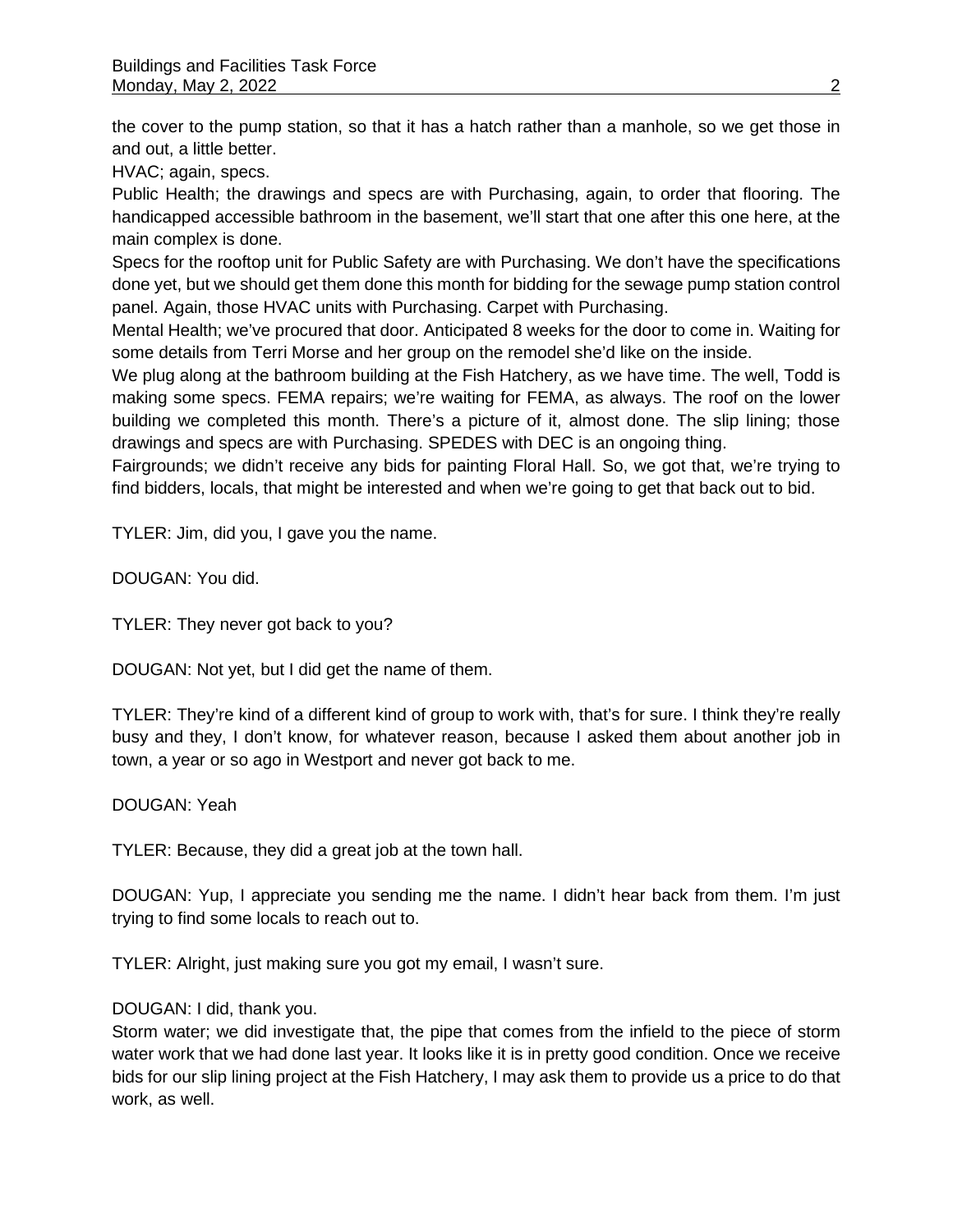the cover to the pump station, so that it has a hatch rather than a manhole, so we get those in and out, a little better.

HVAC; again, specs.

Public Health; the drawings and specs are with Purchasing, again, to order that flooring. The handicapped accessible bathroom in the basement, we'll start that one after this one here, at the main complex is done.

Specs for the rooftop unit for Public Safety are with Purchasing. We don't have the specifications done yet, but we should get them done this month for bidding for the sewage pump station control panel. Again, those HVAC units with Purchasing. Carpet with Purchasing.

Mental Health; we've procured that door. Anticipated 8 weeks for the door to come in. Waiting for some details from Terri Morse and her group on the remodel she'd like on the inside.

We plug along at the bathroom building at the Fish Hatchery, as we have time. The well, Todd is making some specs. FEMA repairs; we're waiting for FEMA, as always. The roof on the lower building we completed this month. There's a picture of it, almost done. The slip lining; those drawings and specs are with Purchasing. SPEDES with DEC is an ongoing thing.

Fairgrounds; we didn't receive any bids for painting Floral Hall. So, we got that, we're trying to find bidders, locals, that might be interested and when we're going to get that back out to bid.

TYLER: Jim, did you, I gave you the name.

DOUGAN: You did.

TYLER: They never got back to you?

DOUGAN: Not yet, but I did get the name of them.

TYLER: They're kind of a different kind of group to work with, that's for sure. I think they're really busy and they, I don't know, for whatever reason, because I asked them about another job in town, a year or so ago in Westport and never got back to me.

DOUGAN: Yeah

TYLER: Because, they did a great job at the town hall.

DOUGAN: Yup, I appreciate you sending me the name. I didn't hear back from them. I'm just trying to find some locals to reach out to.

TYLER: Alright, just making sure you got my email, I wasn't sure.

DOUGAN: I did, thank you.

Storm water; we did investigate that, the pipe that comes from the infield to the piece of storm water work that we had done last year. It looks like it is in pretty good condition. Once we receive bids for our slip lining project at the Fish Hatchery, I may ask them to provide us a price to do that work, as well.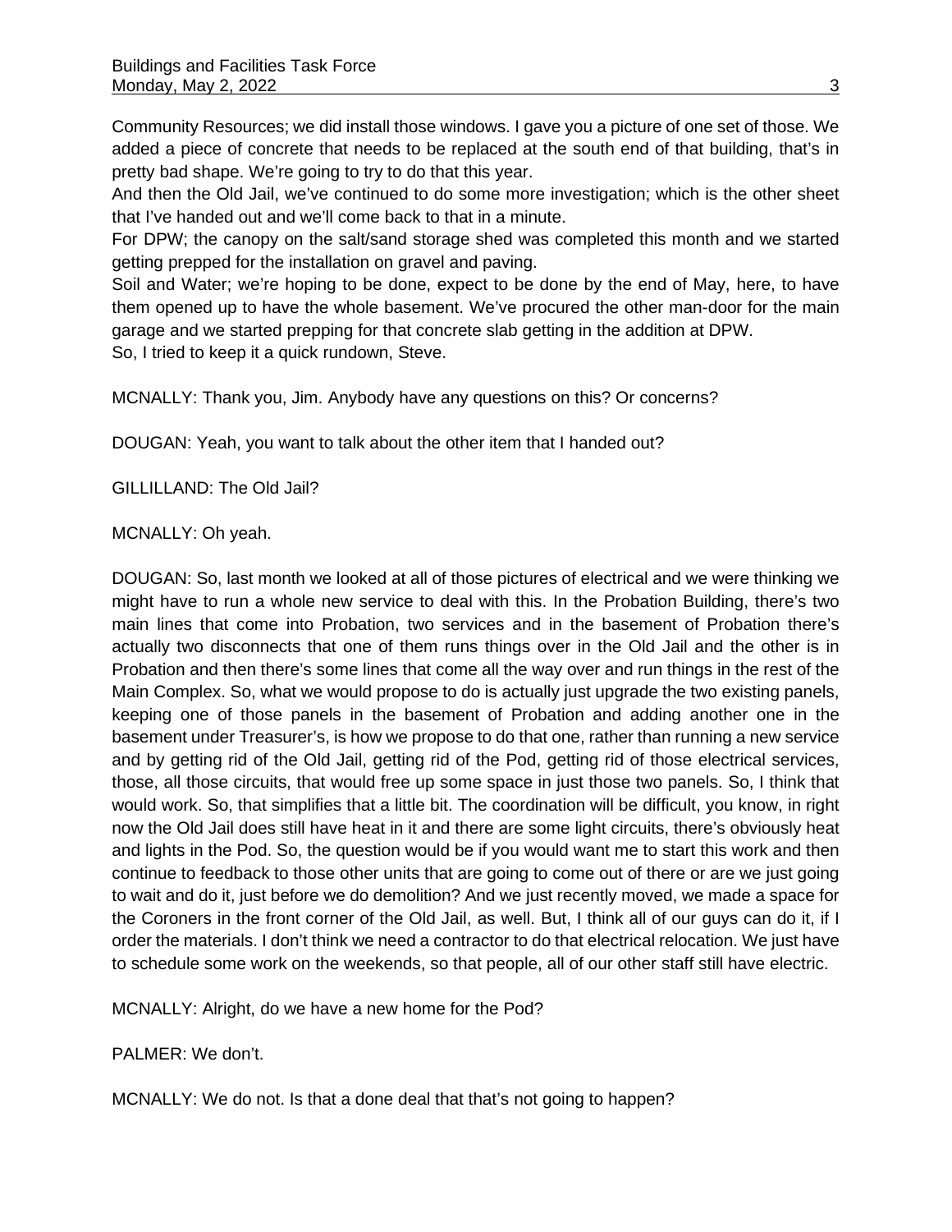Community Resources; we did install those windows. I gave you a picture of one set of those. We added a piece of concrete that needs to be replaced at the south end of that building, that's in pretty bad shape. We're going to try to do that this year.

And then the Old Jail, we've continued to do some more investigation; which is the other sheet that I've handed out and we'll come back to that in a minute.

For DPW; the canopy on the salt/sand storage shed was completed this month and we started getting prepped for the installation on gravel and paving.

Soil and Water; we're hoping to be done, expect to be done by the end of May, here, to have them opened up to have the whole basement. We've procured the other man-door for the main garage and we started prepping for that concrete slab getting in the addition at DPW.

So, I tried to keep it a quick rundown, Steve.

MCNALLY: Thank you, Jim. Anybody have any questions on this? Or concerns?

DOUGAN: Yeah, you want to talk about the other item that I handed out?

GILLILLAND: The Old Jail?

MCNALLY: Oh yeah.

DOUGAN: So, last month we looked at all of those pictures of electrical and we were thinking we might have to run a whole new service to deal with this. In the Probation Building, there's two main lines that come into Probation, two services and in the basement of Probation there's actually two disconnects that one of them runs things over in the Old Jail and the other is in Probation and then there's some lines that come all the way over and run things in the rest of the Main Complex. So, what we would propose to do is actually just upgrade the two existing panels, keeping one of those panels in the basement of Probation and adding another one in the basement under Treasurer's, is how we propose to do that one, rather than running a new service and by getting rid of the Old Jail, getting rid of the Pod, getting rid of those electrical services, those, all those circuits, that would free up some space in just those two panels. So, I think that would work. So, that simplifies that a little bit. The coordination will be difficult, you know, in right now the Old Jail does still have heat in it and there are some light circuits, there's obviously heat and lights in the Pod. So, the question would be if you would want me to start this work and then continue to feedback to those other units that are going to come out of there or are we just going to wait and do it, just before we do demolition? And we just recently moved, we made a space for the Coroners in the front corner of the Old Jail, as well. But, I think all of our guys can do it, if I order the materials. I don't think we need a contractor to do that electrical relocation. We just have to schedule some work on the weekends, so that people, all of our other staff still have electric.

MCNALLY: Alright, do we have a new home for the Pod?

PALMER: We don't.

MCNALLY: We do not. Is that a done deal that that's not going to happen?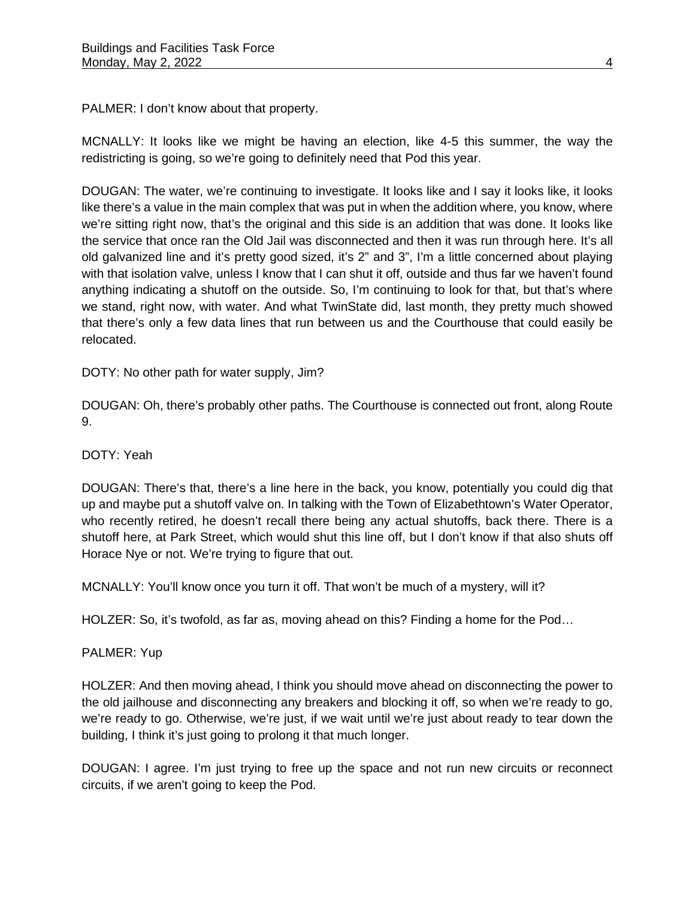PALMER: I don't know about that property.

MCNALLY: It looks like we might be having an election, like 4-5 this summer, the way the redistricting is going, so we're going to definitely need that Pod this year.

DOUGAN: The water, we're continuing to investigate. It looks like and I say it looks like, it looks like there's a value in the main complex that was put in when the addition where, you know, where we're sitting right now, that's the original and this side is an addition that was done. It looks like the service that once ran the Old Jail was disconnected and then it was run through here. It's all old galvanized line and it's pretty good sized, it's 2" and 3", I'm a little concerned about playing with that isolation valve, unless I know that I can shut it off, outside and thus far we haven't found anything indicating a shutoff on the outside. So, I'm continuing to look for that, but that's where we stand, right now, with water. And what TwinState did, last month, they pretty much showed that there's only a few data lines that run between us and the Courthouse that could easily be relocated.

DOTY: No other path for water supply, Jim?

DOUGAN: Oh, there's probably other paths. The Courthouse is connected out front, along Route 9.

DOTY: Yeah

DOUGAN: There's that, there's a line here in the back, you know, potentially you could dig that up and maybe put a shutoff valve on. In talking with the Town of Elizabethtown's Water Operator, who recently retired, he doesn't recall there being any actual shutoffs, back there. There is a shutoff here, at Park Street, which would shut this line off, but I don't know if that also shuts off Horace Nye or not. We're trying to figure that out.

MCNALLY: You'll know once you turn it off. That won't be much of a mystery, will it?

HOLZER: So, it's twofold, as far as, moving ahead on this? Finding a home for the Pod…

PALMER: Yup

HOLZER: And then moving ahead, I think you should move ahead on disconnecting the power to the old jailhouse and disconnecting any breakers and blocking it off, so when we're ready to go, we're ready to go. Otherwise, we're just, if we wait until we're just about ready to tear down the building, I think it's just going to prolong it that much longer.

DOUGAN: I agree. I'm just trying to free up the space and not run new circuits or reconnect circuits, if we aren't going to keep the Pod.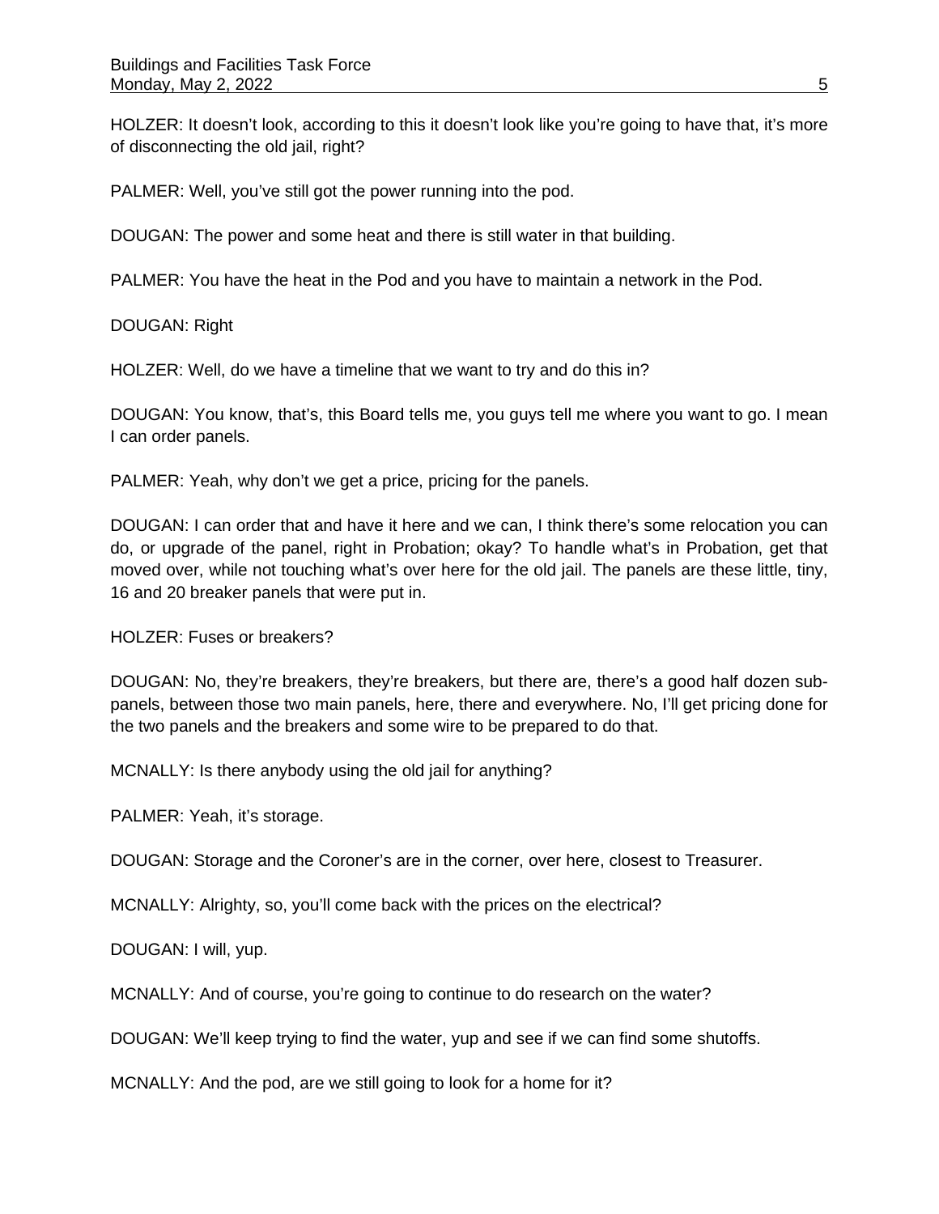HOLZER: It doesn't look, according to this it doesn't look like you're going to have that, it's more of disconnecting the old jail, right?

PALMER: Well, you've still got the power running into the pod.

DOUGAN: The power and some heat and there is still water in that building.

PALMER: You have the heat in the Pod and you have to maintain a network in the Pod.

DOUGAN: Right

HOLZER: Well, do we have a timeline that we want to try and do this in?

DOUGAN: You know, that's, this Board tells me, you guys tell me where you want to go. I mean I can order panels.

PALMER: Yeah, why don't we get a price, pricing for the panels.

DOUGAN: I can order that and have it here and we can, I think there's some relocation you can do, or upgrade of the panel, right in Probation; okay? To handle what's in Probation, get that moved over, while not touching what's over here for the old jail. The panels are these little, tiny, 16 and 20 breaker panels that were put in.

HOLZER: Fuses or breakers?

DOUGAN: No, they're breakers, they're breakers, but there are, there's a good half dozen sub-panels, between those two main panels, here, there and everywhere. No, I'll get pricing done for the two panels and the breakers and some wire to be prepared to do that.

MCNALLY: Is there anybody using the old jail for anything?

PALMER: Yeah, it's storage.

DOUGAN: Storage and the Coroner's are in the corner, over here, closest to Treasurer.

MCNALLY: Alrighty, so, you'll come back with the prices on the electrical?

DOUGAN: I will, yup.

MCNALLY: And of course, you're going to continue to do research on the water?

DOUGAN: We'll keep trying to find the water, yup and see if we can find some shutoffs.

MCNALLY: And the pod, are we still going to look for a home for it?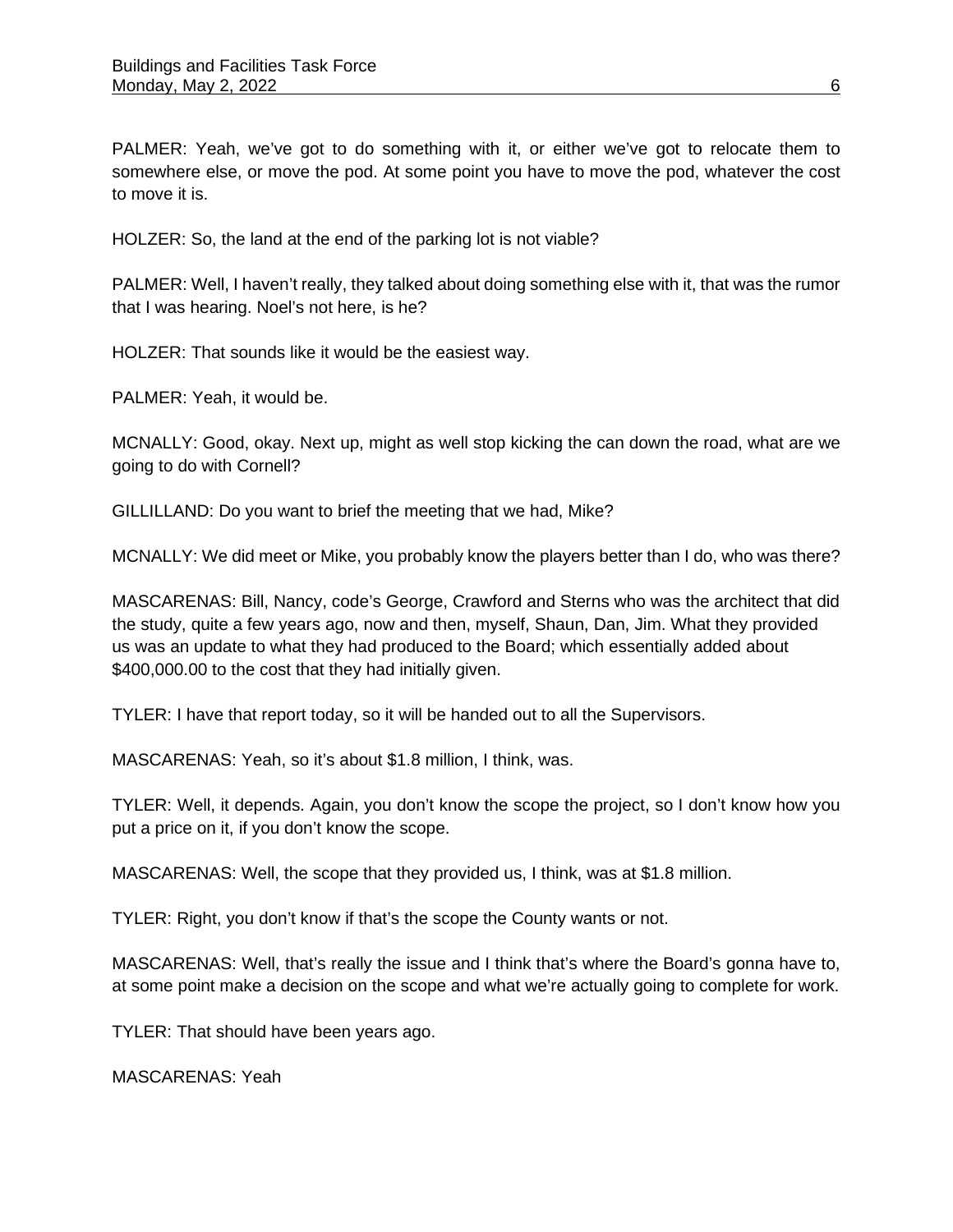PALMER: Yeah, we've got to do something with it, or either we've got to relocate them to somewhere else, or move the pod. At some point you have to move the pod, whatever the cost to move it is.

HOLZER: So, the land at the end of the parking lot is not viable?

PALMER: Well, I haven't really, they talked about doing something else with it, that was the rumor that I was hearing. Noel's not here, is he?

HOLZER: That sounds like it would be the easiest way.

PALMER: Yeah, it would be.

MCNALLY: Good, okay. Next up, might as well stop kicking the can down the road, what are we going to do with Cornell?

GILLILLAND: Do you want to brief the meeting that we had, Mike?

MCNALLY: We did meet or Mike, you probably know the players better than I do, who was there?

MASCARENAS: Bill, Nancy, code's George, Crawford and Sterns who was the architect that did the study, quite a few years ago, now and then, myself, Shaun, Dan, Jim. What they provided us was an update to what they had produced to the Board; which essentially added about $400,000.00 to the cost that they had initially given.

TYLER: I have that report today, so it will be handed out to all the Supervisors.

MASCARENAS: Yeah, so it's about $1.8 million, I think, was.

TYLER: Well, it depends. Again, you don't know the scope the project, so I don't know how you put a price on it, if you don't know the scope.

MASCARENAS: Well, the scope that they provided us, I think, was at $1.8 million.

TYLER: Right, you don't know if that's the scope the County wants or not.

MASCARENAS: Well, that's really the issue and I think that's where the Board's gonna have to, at some point make a decision on the scope and what we're actually going to complete for work.

TYLER: That should have been years ago.

MASCARENAS: Yeah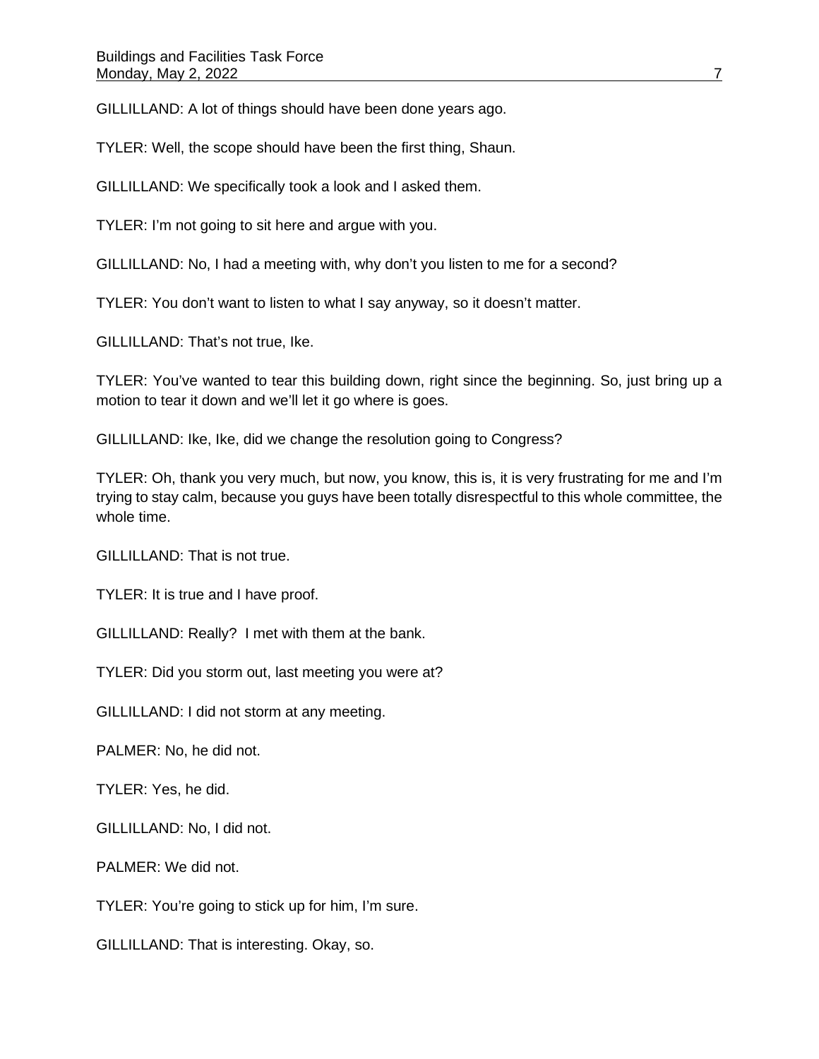GILLILLAND: A lot of things should have been done years ago.

TYLER: Well, the scope should have been the first thing, Shaun.

GILLILLAND: We specifically took a look and I asked them.

TYLER: I'm not going to sit here and argue with you.

GILLILLAND: No, I had a meeting with, why don't you listen to me for a second?

TYLER: You don't want to listen to what I say anyway, so it doesn't matter.

GILLILLAND: That's not true, Ike.

TYLER: You've wanted to tear this building down, right since the beginning. So, just bring up a motion to tear it down and we'll let it go where is goes.

GILLILLAND: Ike, Ike, did we change the resolution going to Congress?

TYLER: Oh, thank you very much, but now, you know, this is, it is very frustrating for me and I'm trying to stay calm, because you guys have been totally disrespectful to this whole committee, the whole time.

GILLILLAND: That is not true.

TYLER: It is true and I have proof.

GILLILLAND: Really? I met with them at the bank.

TYLER: Did you storm out, last meeting you were at?

GILLILLAND: I did not storm at any meeting.

PALMER: No, he did not.

TYLER: Yes, he did.

GILLILLAND: No, I did not.

PALMER: We did not.

TYLER: You're going to stick up for him, I'm sure.

GILLILLAND: That is interesting. Okay, so.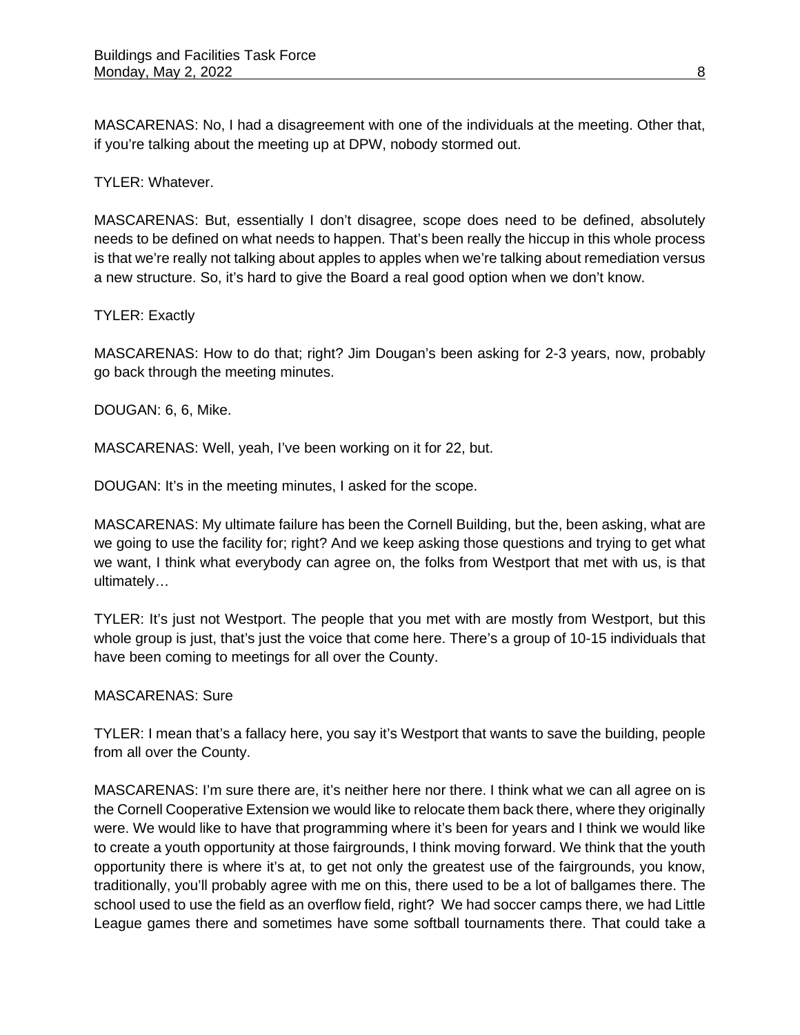MASCARENAS: No, I had a disagreement with one of the individuals at the meeting. Other that, if you're talking about the meeting up at DPW, nobody stormed out.

TYLER: Whatever.

MASCARENAS: But, essentially I don't disagree, scope does need to be defined, absolutely needs to be defined on what needs to happen. That's been really the hiccup in this whole process is that we're really not talking about apples to apples when we're talking about remediation versus a new structure. So, it's hard to give the Board a real good option when we don't know.

TYLER: Exactly

MASCARENAS: How to do that; right? Jim Dougan's been asking for 2-3 years, now, probably go back through the meeting minutes.

DOUGAN: 6, 6, Mike.

MASCARENAS: Well, yeah, I've been working on it for 22, but.

DOUGAN: It's in the meeting minutes, I asked for the scope.

MASCARENAS: My ultimate failure has been the Cornell Building, but the, been asking, what are we going to use the facility for; right? And we keep asking those questions and trying to get what we want, I think what everybody can agree on, the folks from Westport that met with us, is that ultimately…

TYLER: It's just not Westport. The people that you met with are mostly from Westport, but this whole group is just, that's just the voice that come here. There's a group of 10-15 individuals that have been coming to meetings for all over the County.

MASCARENAS: Sure

TYLER: I mean that's a fallacy here, you say it's Westport that wants to save the building, people from all over the County.

MASCARENAS: I'm sure there are, it's neither here nor there. I think what we can all agree on is the Cornell Cooperative Extension we would like to relocate them back there, where they originally were. We would like to have that programming where it's been for years and I think we would like to create a youth opportunity at those fairgrounds, I think moving forward. We think that the youth opportunity there is where it's at, to get not only the greatest use of the fairgrounds, you know, traditionally, you'll probably agree with me on this, there used to be a lot of ballgames there. The school used to use the field as an overflow field, right? We had soccer camps there, we had Little League games there and sometimes have some softball tournaments there. That could take a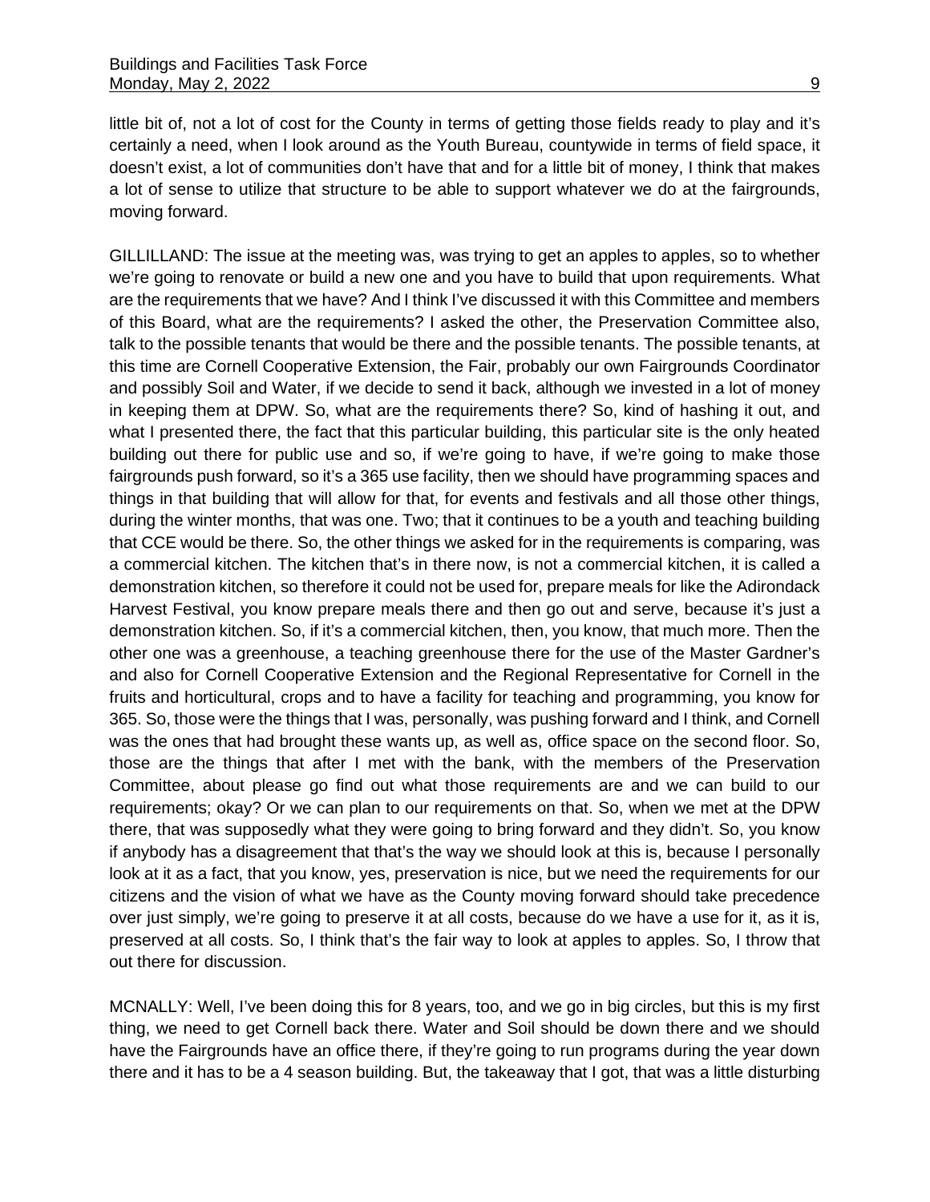little bit of, not a lot of cost for the County in terms of getting those fields ready to play and it's certainly a need, when I look around as the Youth Bureau, countywide in terms of field space, it doesn't exist, a lot of communities don't have that and for a little bit of money, I think that makes a lot of sense to utilize that structure to be able to support whatever we do at the fairgrounds, moving forward.

GILLILLAND: The issue at the meeting was, was trying to get an apples to apples, so to whether we're going to renovate or build a new one and you have to build that upon requirements. What are the requirements that we have? And I think I've discussed it with this Committee and members of this Board, what are the requirements? I asked the other, the Preservation Committee also, talk to the possible tenants that would be there and the possible tenants. The possible tenants, at this time are Cornell Cooperative Extension, the Fair, probably our own Fairgrounds Coordinator and possibly Soil and Water, if we decide to send it back, although we invested in a lot of money in keeping them at DPW. So, what are the requirements there? So, kind of hashing it out, and what I presented there, the fact that this particular building, this particular site is the only heated building out there for public use and so, if we're going to have, if we're going to make those fairgrounds push forward, so it's a 365 use facility, then we should have programming spaces and things in that building that will allow for that, for events and festivals and all those other things, during the winter months, that was one. Two; that it continues to be a youth and teaching building that CCE would be there. So, the other things we asked for in the requirements is comparing, was a commercial kitchen. The kitchen that's in there now, is not a commercial kitchen, it is called a demonstration kitchen, so therefore it could not be used for, prepare meals for like the Adirondack Harvest Festival, you know prepare meals there and then go out and serve, because it's just a demonstration kitchen. So, if it's a commercial kitchen, then, you know, that much more. Then the other one was a greenhouse, a teaching greenhouse there for the use of the Master Gardner's and also for Cornell Cooperative Extension and the Regional Representative for Cornell in the fruits and horticultural, crops and to have a facility for teaching and programming, you know for 365. So, those were the things that I was, personally, was pushing forward and I think, and Cornell was the ones that had brought these wants up, as well as, office space on the second floor. So, those are the things that after I met with the bank, with the members of the Preservation Committee, about please go find out what those requirements are and we can build to our requirements; okay? Or we can plan to our requirements on that. So, when we met at the DPW there, that was supposedly what they were going to bring forward and they didn't. So, you know if anybody has a disagreement that that's the way we should look at this is, because I personally look at it as a fact, that you know, yes, preservation is nice, but we need the requirements for our citizens and the vision of what we have as the County moving forward should take precedence over just simply, we're going to preserve it at all costs, because do we have a use for it, as it is, preserved at all costs. So, I think that's the fair way to look at apples to apples. So, I throw that out there for discussion.

MCNALLY: Well, I've been doing this for 8 years, too, and we go in big circles, but this is my first thing, we need to get Cornell back there. Water and Soil should be down there and we should have the Fairgrounds have an office there, if they're going to run programs during the year down there and it has to be a 4 season building. But, the takeaway that I got, that was a little disturbing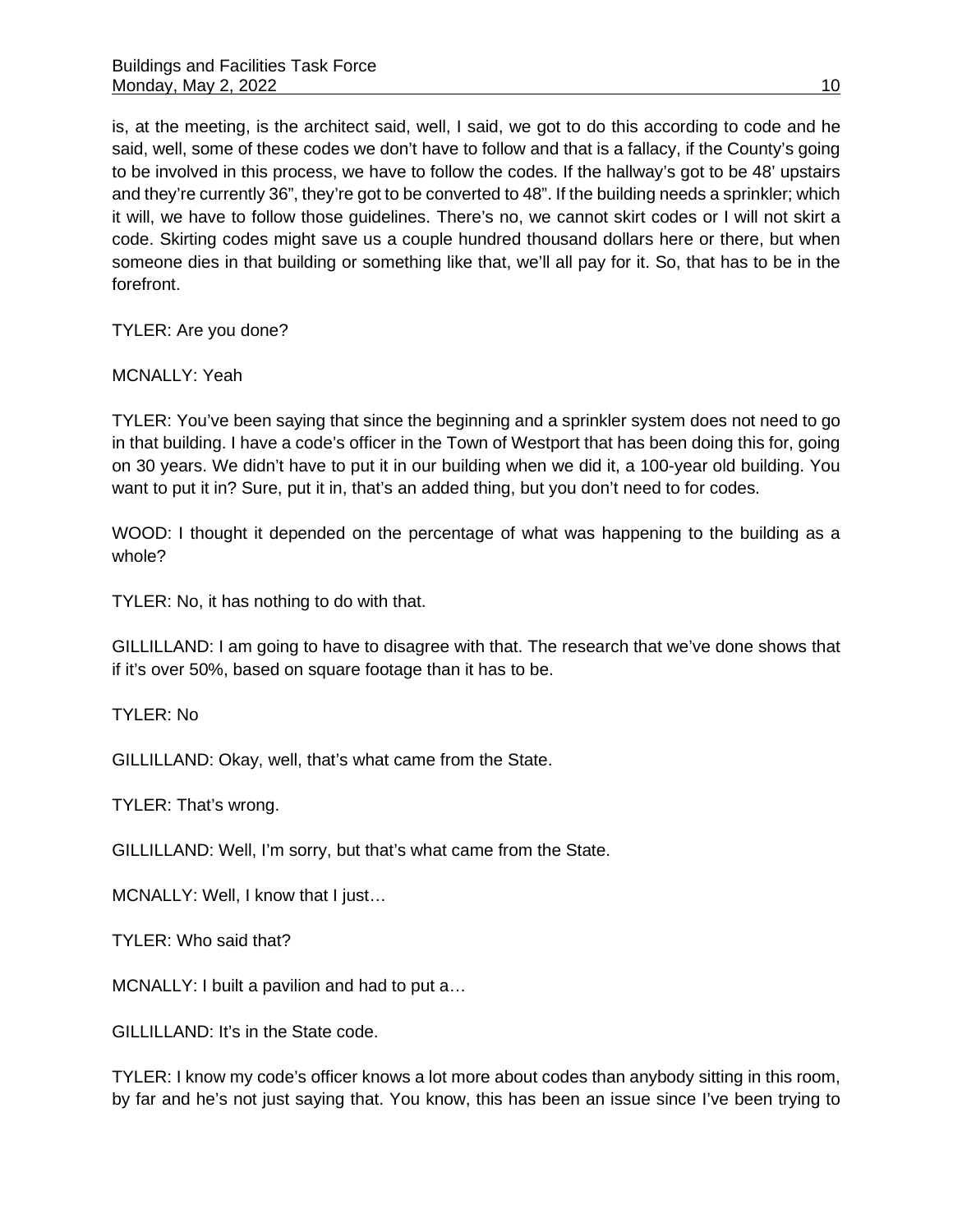is, at the meeting, is the architect said, well, I said, we got to do this according to code and he said, well, some of these codes we don't have to follow and that is a fallacy, if the County's going to be involved in this process, we have to follow the codes. If the hallway's got to be 48' upstairs and they're currently 36", they're got to be converted to 48". If the building needs a sprinkler; which it will, we have to follow those guidelines. There's no, we cannot skirt codes or I will not skirt a code. Skirting codes might save us a couple hundred thousand dollars here or there, but when someone dies in that building or something like that, we'll all pay for it. So, that has to be in the forefront.

TYLER: Are you done?

MCNALLY: Yeah

TYLER: You've been saying that since the beginning and a sprinkler system does not need to go in that building. I have a code's officer in the Town of Westport that has been doing this for, going on 30 years. We didn't have to put it in our building when we did it, a 100-year old building. You want to put it in? Sure, put it in, that's an added thing, but you don't need to for codes.

WOOD: I thought it depended on the percentage of what was happening to the building as a whole?

TYLER: No, it has nothing to do with that.

GILLILLAND: I am going to have to disagree with that. The research that we've done shows that if it's over 50%, based on square footage than it has to be.

TYLER: No

GILLILLAND: Okay, well, that's what came from the State.

TYLER: That's wrong.

GILLILLAND: Well, I'm sorry, but that's what came from the State.

MCNALLY: Well, I know that I just…

TYLER: Who said that?

MCNALLY: I built a pavilion and had to put a…

GILLILLAND: It's in the State code.

TYLER: I know my code's officer knows a lot more about codes than anybody sitting in this room, by far and he's not just saying that. You know, this has been an issue since I've been trying to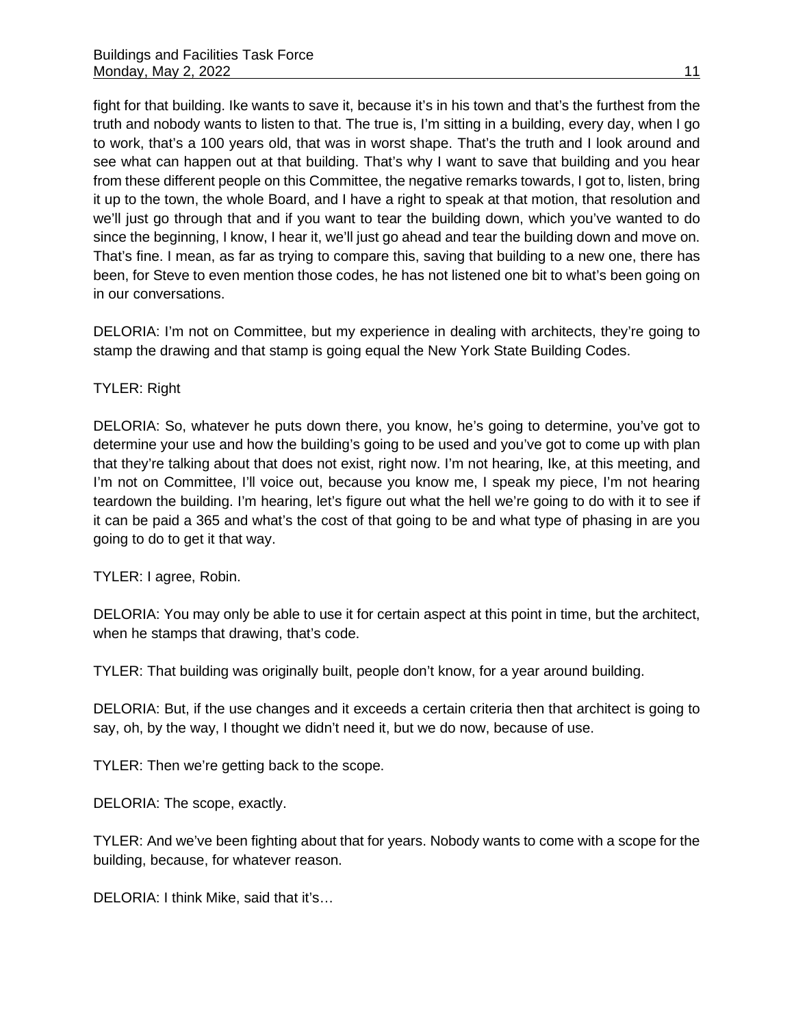fight for that building. Ike wants to save it, because it's in his town and that's the furthest from the truth and nobody wants to listen to that. The true is, I'm sitting in a building, every day, when I go to work, that's a 100 years old, that was in worst shape. That's the truth and I look around and see what can happen out at that building. That's why I want to save that building and you hear from these different people on this Committee, the negative remarks towards, I got to, listen, bring it up to the town, the whole Board, and I have a right to speak at that motion, that resolution and we'll just go through that and if you want to tear the building down, which you've wanted to do since the beginning, I know, I hear it, we'll just go ahead and tear the building down and move on. That's fine. I mean, as far as trying to compare this, saving that building to a new one, there has been, for Steve to even mention those codes, he has not listened one bit to what's been going on in our conversations.

DELORIA: I'm not on Committee, but my experience in dealing with architects, they're going to stamp the drawing and that stamp is going equal the New York State Building Codes.

TYLER: Right

DELORIA: So, whatever he puts down there, you know, he's going to determine, you've got to determine your use and how the building's going to be used and you've got to come up with plan that they're talking about that does not exist, right now. I'm not hearing, Ike, at this meeting, and I'm not on Committee, I'll voice out, because you know me, I speak my piece, I'm not hearing teardown the building. I'm hearing, let's figure out what the hell we're going to do with it to see if it can be paid a 365 and what's the cost of that going to be and what type of phasing in are you going to do to get it that way.

TYLER: I agree, Robin.

DELORIA: You may only be able to use it for certain aspect at this point in time, but the architect, when he stamps that drawing, that's code.

TYLER: That building was originally built, people don't know, for a year around building.

DELORIA: But, if the use changes and it exceeds a certain criteria then that architect is going to say, oh, by the way, I thought we didn't need it, but we do now, because of use.

TYLER: Then we're getting back to the scope.

DELORIA: The scope, exactly.

TYLER: And we've been fighting about that for years. Nobody wants to come with a scope for the building, because, for whatever reason.

DELORIA: I think Mike, said that it's…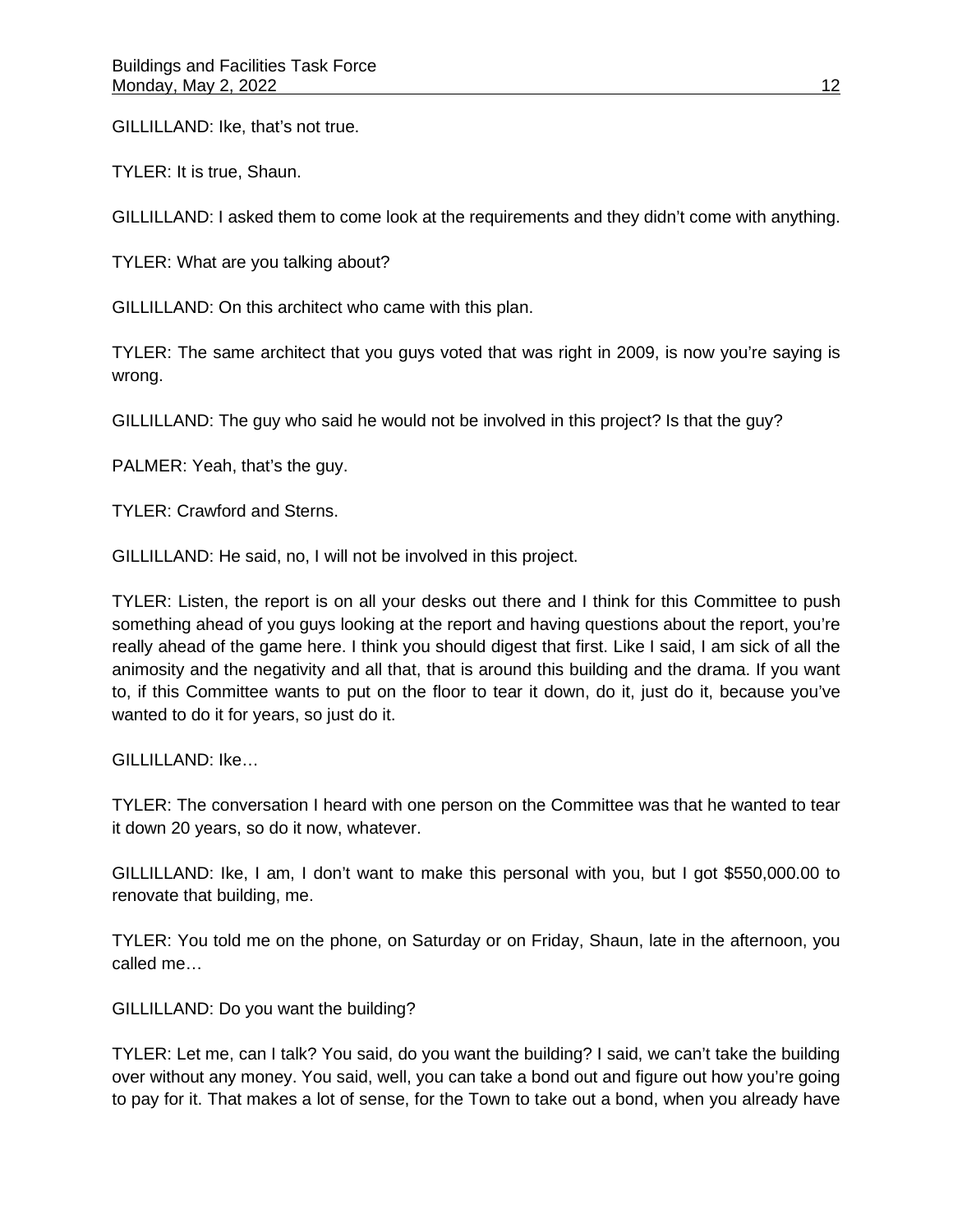GILLILLAND: Ike, that's not true.

TYLER: It is true, Shaun.

GILLILLAND: I asked them to come look at the requirements and they didn't come with anything.

TYLER: What are you talking about?

GILLILLAND: On this architect who came with this plan.

TYLER: The same architect that you guys voted that was right in 2009, is now you're saying is wrong.

GILLILLAND: The guy who said he would not be involved in this project? Is that the guy?

PALMER: Yeah, that's the guy.

TYLER: Crawford and Sterns.

GILLILLAND: He said, no, I will not be involved in this project.

TYLER: Listen, the report is on all your desks out there and I think for this Committee to push something ahead of you guys looking at the report and having questions about the report, you're really ahead of the game here. I think you should digest that first. Like I said, I am sick of all the animosity and the negativity and all that, that is around this building and the drama. If you want to, if this Committee wants to put on the floor to tear it down, do it, just do it, because you've wanted to do it for years, so just do it.

GILLILLAND: Ike…

TYLER: The conversation I heard with one person on the Committee was that he wanted to tear it down 20 years, so do it now, whatever.

GILLILLAND: Ike, I am, I don't want to make this personal with you, but I got $550,000.00 to renovate that building, me.

TYLER: You told me on the phone, on Saturday or on Friday, Shaun, late in the afternoon, you called me…

GILLILLAND: Do you want the building?

TYLER: Let me, can I talk? You said, do you want the building? I said, we can't take the building over without any money. You said, well, you can take a bond out and figure out how you're going to pay for it. That makes a lot of sense, for the Town to take out a bond, when you already have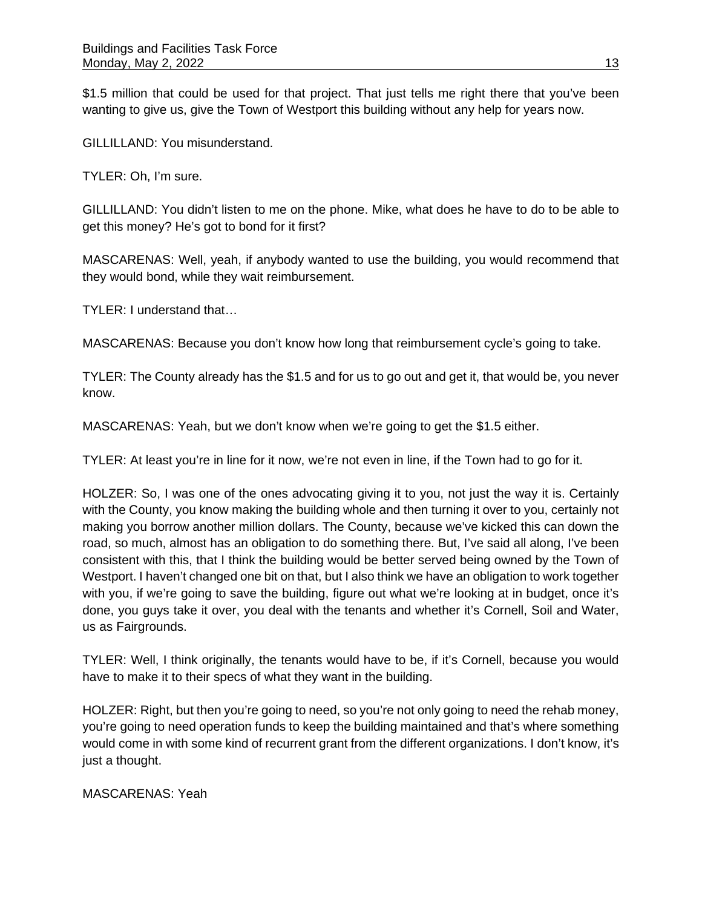$1.5 million that could be used for that project. That just tells me right there that you've been wanting to give us, give the Town of Westport this building without any help for years now.

GILLILLAND: You misunderstand.

TYLER: Oh, I'm sure.

GILLILLAND: You didn't listen to me on the phone. Mike, what does he have to do to be able to get this money? He's got to bond for it first?

MASCARENAS: Well, yeah, if anybody wanted to use the building, you would recommend that they would bond, while they wait reimbursement.

TYLER: I understand that…

MASCARENAS: Because you don't know how long that reimbursement cycle's going to take.

TYLER: The County already has the $1.5 and for us to go out and get it, that would be, you never know.

MASCARENAS: Yeah, but we don't know when we're going to get the $1.5 either.

TYLER: At least you're in line for it now, we're not even in line, if the Town had to go for it.

HOLZER: So, I was one of the ones advocating giving it to you, not just the way it is. Certainly with the County, you know making the building whole and then turning it over to you, certainly not making you borrow another million dollars. The County, because we've kicked this can down the road, so much, almost has an obligation to do something there. But, I've said all along, I've been consistent with this, that I think the building would be better served being owned by the Town of Westport. I haven't changed one bit on that, but I also think we have an obligation to work together with you, if we're going to save the building, figure out what we're looking at in budget, once it's done, you guys take it over, you deal with the tenants and whether it's Cornell, Soil and Water, us as Fairgrounds.

TYLER: Well, I think originally, the tenants would have to be, if it's Cornell, because you would have to make it to their specs of what they want in the building.

HOLZER: Right, but then you're going to need, so you're not only going to need the rehab money, you're going to need operation funds to keep the building maintained and that's where something would come in with some kind of recurrent grant from the different organizations. I don't know, it's just a thought.

MASCARENAS: Yeah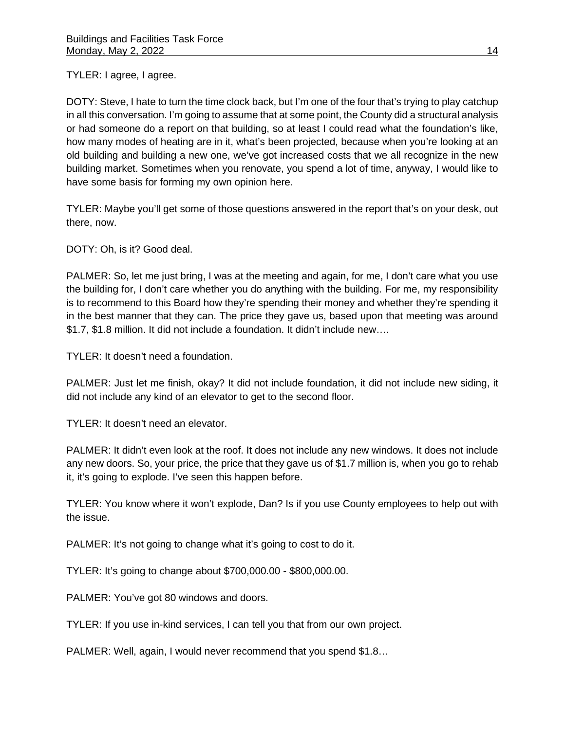TYLER: I agree, I agree.

DOTY: Steve, I hate to turn the time clock back, but I'm one of the four that's trying to play catchup in all this conversation. I'm going to assume that at some point, the County did a structural analysis or had someone do a report on that building, so at least I could read what the foundation's like, how many modes of heating are in it, what's been projected, because when you're looking at an old building and building a new one, we've got increased costs that we all recognize in the new building market. Sometimes when you renovate, you spend a lot of time, anyway, I would like to have some basis for forming my own opinion here.

TYLER: Maybe you'll get some of those questions answered in the report that's on your desk, out there, now.

DOTY: Oh, is it? Good deal.

PALMER: So, let me just bring, I was at the meeting and again, for me, I don't care what you use the building for, I don't care whether you do anything with the building. For me, my responsibility is to recommend to this Board how they're spending their money and whether they're spending it in the best manner that they can. The price they gave us, based upon that meeting was around $1.7, $1.8 million. It did not include a foundation. It didn't include new….

TYLER: It doesn't need a foundation.

PALMER: Just let me finish, okay? It did not include foundation, it did not include new siding, it did not include any kind of an elevator to get to the second floor.

TYLER: It doesn't need an elevator.

PALMER: It didn't even look at the roof. It does not include any new windows. It does not include any new doors. So, your price, the price that they gave us of $1.7 million is, when you go to rehab it, it's going to explode. I've seen this happen before.

TYLER: You know where it won't explode, Dan? Is if you use County employees to help out with the issue.

PALMER: It's not going to change what it's going to cost to do it.

TYLER: It's going to change about $700,000.00 - $800,000.00.

PALMER: You've got 80 windows and doors.

TYLER: If you use in-kind services, I can tell you that from our own project.

PALMER: Well, again, I would never recommend that you spend $1.8…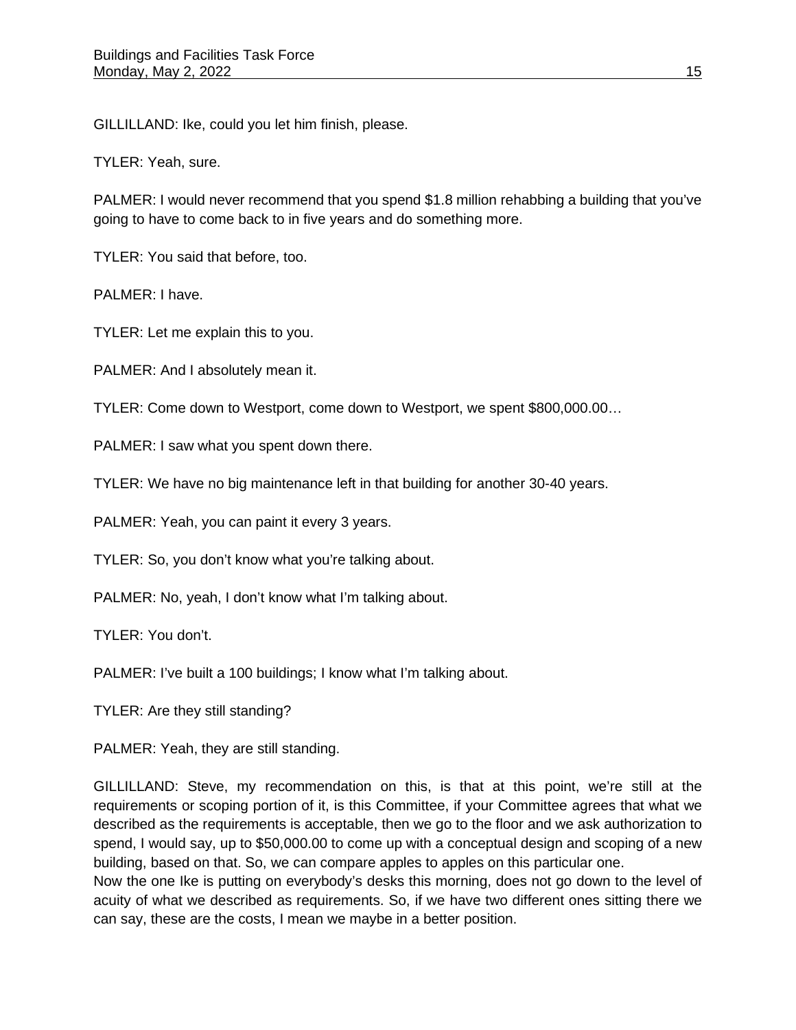GILLILLAND: Ike, could you let him finish, please.

TYLER: Yeah, sure.

PALMER: I would never recommend that you spend $1.8 million rehabbing a building that you've going to have to come back to in five years and do something more.

TYLER: You said that before, too.

PALMER: I have.

TYLER: Let me explain this to you.

PALMER: And I absolutely mean it.

TYLER: Come down to Westport, come down to Westport, we spent $800,000.00…

PALMER: I saw what you spent down there.

TYLER: We have no big maintenance left in that building for another 30-40 years.

PALMER: Yeah, you can paint it every 3 years.

TYLER: So, you don't know what you're talking about.

PALMER: No, yeah, I don't know what I'm talking about.

TYLER: You don't.

PALMER: I've built a 100 buildings; I know what I'm talking about.

TYLER: Are they still standing?

PALMER: Yeah, they are still standing.

GILLILLAND: Steve, my recommendation on this, is that at this point, we're still at the requirements or scoping portion of it, is this Committee, if your Committee agrees that what we described as the requirements is acceptable, then we go to the floor and we ask authorization to spend, I would say, up to $50,000.00 to come up with a conceptual design and scoping of a new building, based on that. So, we can compare apples to apples on this particular one.
Now the one Ike is putting on everybody's desks this morning, does not go down to the level of acuity of what we described as requirements. So, if we have two different ones sitting there we can say, these are the costs, I mean we maybe in a better position.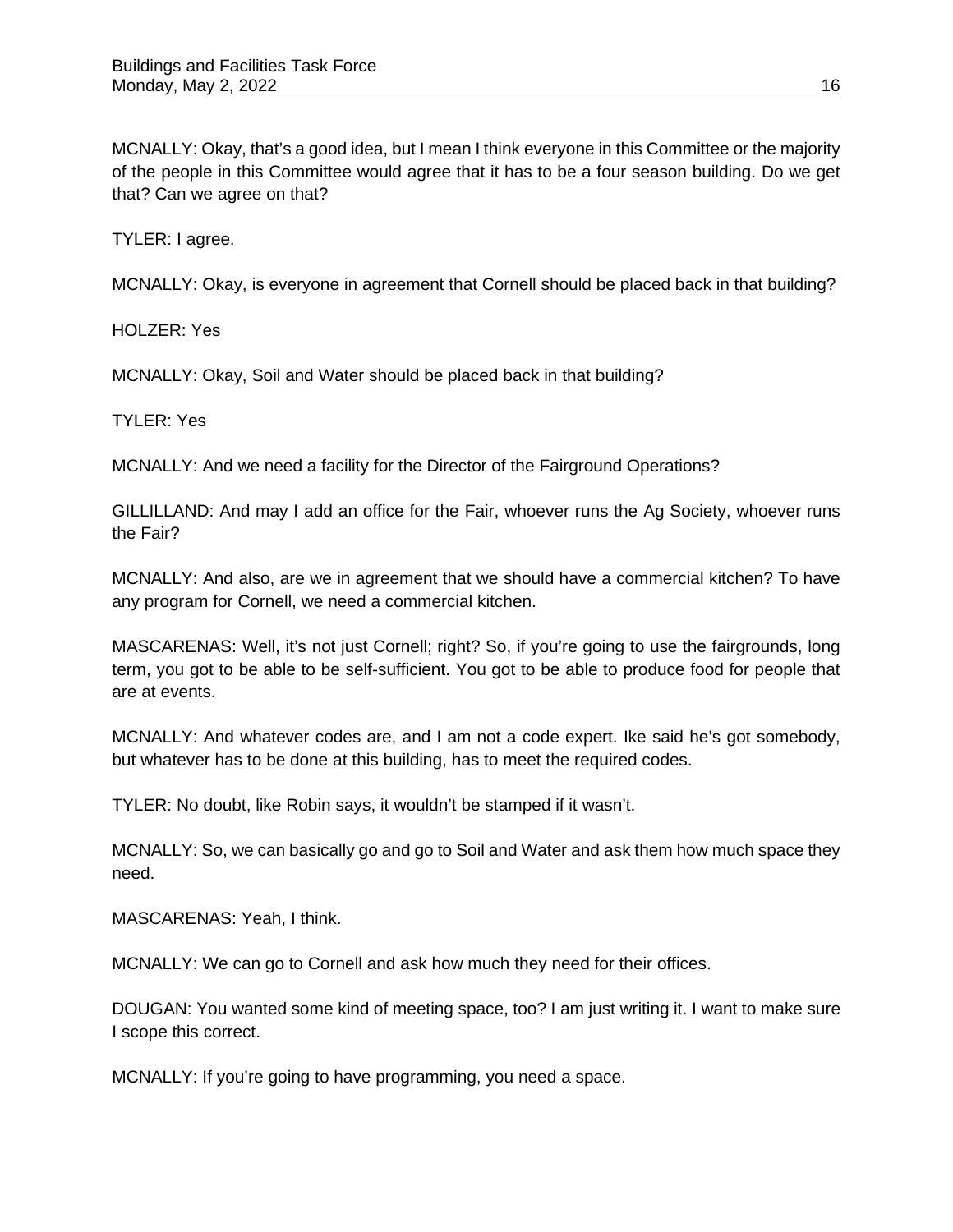MCNALLY: Okay, that's a good idea, but I mean I think everyone in this Committee or the majority of the people in this Committee would agree that it has to be a four season building. Do we get that? Can we agree on that?

TYLER: I agree.

MCNALLY: Okay, is everyone in agreement that Cornell should be placed back in that building?

HOLZER: Yes

MCNALLY: Okay, Soil and Water should be placed back in that building?

TYLER: Yes

MCNALLY: And we need a facility for the Director of the Fairground Operations?

GILLILLAND: And may I add an office for the Fair, whoever runs the Ag Society, whoever runs the Fair?

MCNALLY: And also, are we in agreement that we should have a commercial kitchen? To have any program for Cornell, we need a commercial kitchen.

MASCARENAS: Well, it's not just Cornell; right? So, if you're going to use the fairgrounds, long term, you got to be able to be self-sufficient. You got to be able to produce food for people that are at events.

MCNALLY: And whatever codes are, and I am not a code expert. Ike said he's got somebody, but whatever has to be done at this building, has to meet the required codes.

TYLER: No doubt, like Robin says, it wouldn't be stamped if it wasn't.

MCNALLY: So, we can basically go and go to Soil and Water and ask them how much space they need.

MASCARENAS: Yeah, I think.

MCNALLY: We can go to Cornell and ask how much they need for their offices.

DOUGAN: You wanted some kind of meeting space, too? I am just writing it. I want to make sure I scope this correct.

MCNALLY: If you're going to have programming, you need a space.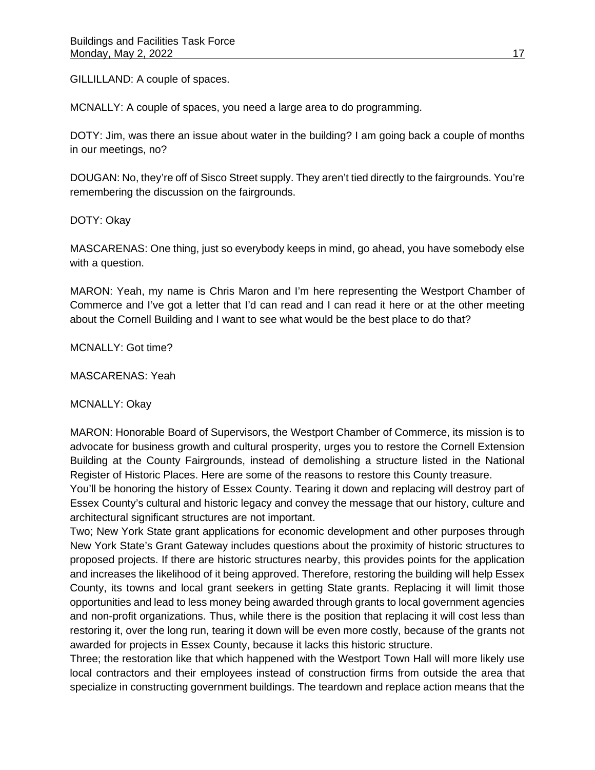GILLILLAND: A couple of spaces.

MCNALLY: A couple of spaces, you need a large area to do programming.

DOTY: Jim, was there an issue about water in the building? I am going back a couple of months in our meetings, no?

DOUGAN: No, they're off of Sisco Street supply. They aren't tied directly to the fairgrounds. You're remembering the discussion on the fairgrounds.

DOTY: Okay

MASCARENAS: One thing, just so everybody keeps in mind, go ahead, you have somebody else with a question.

MARON: Yeah, my name is Chris Maron and I'm here representing the Westport Chamber of Commerce and I've got a letter that I'd can read and I can read it here or at the other meeting about the Cornell Building and I want to see what would be the best place to do that?

MCNALLY: Got time?

MASCARENAS: Yeah

MCNALLY: Okay

MARON: Honorable Board of Supervisors, the Westport Chamber of Commerce, its mission is to advocate for business growth and cultural prosperity, urges you to restore the Cornell Extension Building at the County Fairgrounds, instead of demolishing a structure listed in the National Register of Historic Places. Here are some of the reasons to restore this County treasure.

You'll be honoring the history of Essex County. Tearing it down and replacing will destroy part of Essex County's cultural and historic legacy and convey the message that our history, culture and architectural significant structures are not important.

Two; New York State grant applications for economic development and other purposes through New York State's Grant Gateway includes questions about the proximity of historic structures to proposed projects. If there are historic structures nearby, this provides points for the application and increases the likelihood of it being approved. Therefore, restoring the building will help Essex County, its towns and local grant seekers in getting State grants. Replacing it will limit those opportunities and lead to less money being awarded through grants to local government agencies and non-profit organizations. Thus, while there is the position that replacing it will cost less than restoring it, over the long run, tearing it down will be even more costly, because of the grants not awarded for projects in Essex County, because it lacks this historic structure.

Three; the restoration like that which happened with the Westport Town Hall will more likely use local contractors and their employees instead of construction firms from outside the area that specialize in constructing government buildings. The teardown and replace action means that the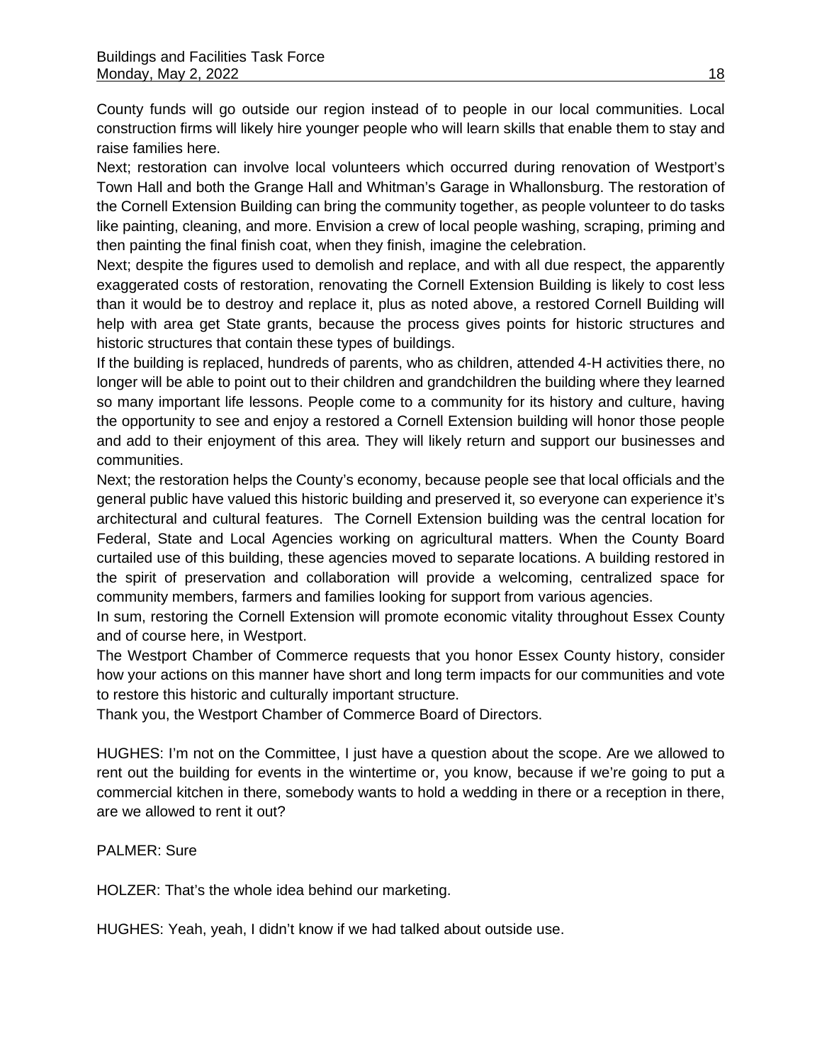County funds will go outside our region instead of to people in our local communities. Local construction firms will likely hire younger people who will learn skills that enable them to stay and raise families here.

Next; restoration can involve local volunteers which occurred during renovation of Westport's Town Hall and both the Grange Hall and Whitman's Garage in Whallonsburg. The restoration of the Cornell Extension Building can bring the community together, as people volunteer to do tasks like painting, cleaning, and more. Envision a crew of local people washing, scraping, priming and then painting the final finish coat, when they finish, imagine the celebration.

Next; despite the figures used to demolish and replace, and with all due respect, the apparently exaggerated costs of restoration, renovating the Cornell Extension Building is likely to cost less than it would be to destroy and replace it, plus as noted above, a restored Cornell Building will help with area get State grants, because the process gives points for historic structures and historic structures that contain these types of buildings.

If the building is replaced, hundreds of parents, who as children, attended 4-H activities there, no longer will be able to point out to their children and grandchildren the building where they learned so many important life lessons. People come to a community for its history and culture, having the opportunity to see and enjoy a restored a Cornell Extension building will honor those people and add to their enjoyment of this area. They will likely return and support our businesses and communities.

Next; the restoration helps the County's economy, because people see that local officials and the general public have valued this historic building and preserved it, so everyone can experience it's architectural and cultural features. The Cornell Extension building was the central location for Federal, State and Local Agencies working on agricultural matters. When the County Board curtailed use of this building, these agencies moved to separate locations. A building restored in the spirit of preservation and collaboration will provide a welcoming, centralized space for community members, farmers and families looking for support from various agencies.

In sum, restoring the Cornell Extension will promote economic vitality throughout Essex County and of course here, in Westport.

The Westport Chamber of Commerce requests that you honor Essex County history, consider how your actions on this manner have short and long term impacts for our communities and vote to restore this historic and culturally important structure.

Thank you, the Westport Chamber of Commerce Board of Directors.

HUGHES: I'm not on the Committee, I just have a question about the scope. Are we allowed to rent out the building for events in the wintertime or, you know, because if we're going to put a commercial kitchen in there, somebody wants to hold a wedding in there or a reception in there, are we allowed to rent it out?

PALMER: Sure

HOLZER: That's the whole idea behind our marketing.

HUGHES: Yeah, yeah, I didn't know if we had talked about outside use.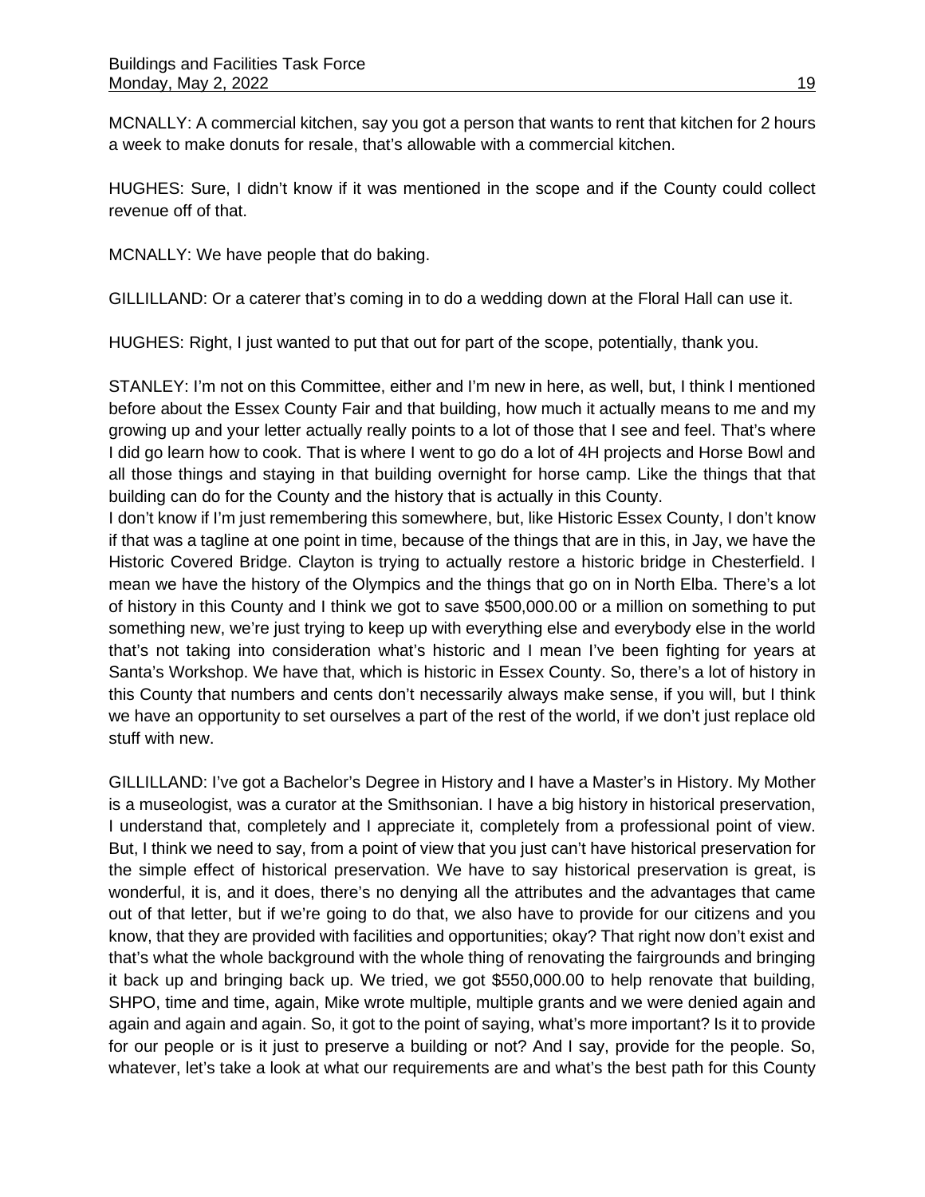MCNALLY: A commercial kitchen, say you got a person that wants to rent that kitchen for 2 hours a week to make donuts for resale, that's allowable with a commercial kitchen.

HUGHES: Sure, I didn't know if it was mentioned in the scope and if the County could collect revenue off of that.

MCNALLY: We have people that do baking.

GILLILLAND: Or a caterer that's coming in to do a wedding down at the Floral Hall can use it.

HUGHES: Right, I just wanted to put that out for part of the scope, potentially, thank you.

STANLEY: I'm not on this Committee, either and I'm new in here, as well, but, I think I mentioned before about the Essex County Fair and that building, how much it actually means to me and my growing up and your letter actually really points to a lot of those that I see and feel. That's where I did go learn how to cook. That is where I went to go do a lot of 4H projects and Horse Bowl and all those things and staying in that building overnight for horse camp. Like the things that that building can do for the County and the history that is actually in this County.
I don't know if I'm just remembering this somewhere, but, like Historic Essex County, I don't know if that was a tagline at one point in time, because of the things that are in this, in Jay, we have the Historic Covered Bridge. Clayton is trying to actually restore a historic bridge in Chesterfield. I mean we have the history of the Olympics and the things that go on in North Elba. There's a lot of history in this County and I think we got to save $500,000.00 or a million on something to put something new, we're just trying to keep up with everything else and everybody else in the world that's not taking into consideration what's historic and I mean I've been fighting for years at Santa's Workshop. We have that, which is historic in Essex County. So, there's a lot of history in this County that numbers and cents don't necessarily always make sense, if you will, but I think we have an opportunity to set ourselves a part of the rest of the world, if we don't just replace old stuff with new.

GILLILLAND: I've got a Bachelor's Degree in History and I have a Master's in History. My Mother is a museologist, was a curator at the Smithsonian. I have a big history in historical preservation, I understand that, completely and I appreciate it, completely from a professional point of view. But, I think we need to say, from a point of view that you just can't have historical preservation for the simple effect of historical preservation. We have to say historical preservation is great, is wonderful, it is, and it does, there's no denying all the attributes and the advantages that came out of that letter, but if we're going to do that, we also have to provide for our citizens and you know, that they are provided with facilities and opportunities; okay? That right now don't exist and that's what the whole background with the whole thing of renovating the fairgrounds and bringing it back up and bringing back up. We tried, we got $550,000.00 to help renovate that building, SHPO, time and time, again, Mike wrote multiple, multiple grants and we were denied again and again and again and again. So, it got to the point of saying, what's more important? Is it to provide for our people or is it just to preserve a building or not? And I say, provide for the people. So, whatever, let's take a look at what our requirements are and what's the best path for this County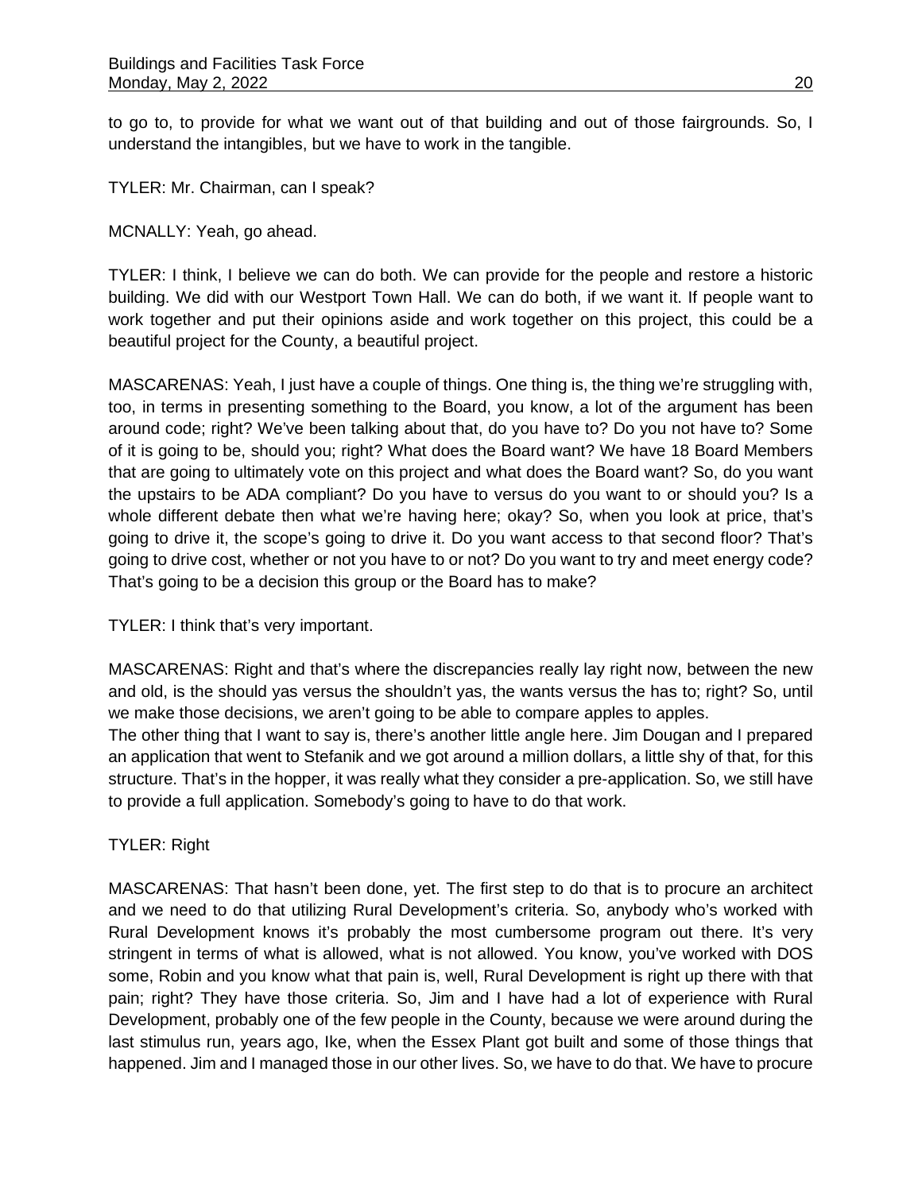to go to, to provide for what we want out of that building and out of those fairgrounds. So, I understand the intangibles, but we have to work in the tangible.

TYLER: Mr. Chairman, can I speak?

MCNALLY: Yeah, go ahead.

TYLER: I think, I believe we can do both. We can provide for the people and restore a historic building. We did with our Westport Town Hall. We can do both, if we want it. If people want to work together and put their opinions aside and work together on this project, this could be a beautiful project for the County, a beautiful project.

MASCARENAS: Yeah, I just have a couple of things. One thing is, the thing we're struggling with, too, in terms in presenting something to the Board, you know, a lot of the argument has been around code; right? We've been talking about that, do you have to? Do you not have to? Some of it is going to be, should you; right? What does the Board want? We have 18 Board Members that are going to ultimately vote on this project and what does the Board want? So, do you want the upstairs to be ADA compliant? Do you have to versus do you want to or should you? Is a whole different debate then what we're having here; okay? So, when you look at price, that's going to drive it, the scope's going to drive it. Do you want access to that second floor? That's going to drive cost, whether or not you have to or not? Do you want to try and meet energy code? That's going to be a decision this group or the Board has to make?

TYLER: I think that's very important.

MASCARENAS: Right and that's where the discrepancies really lay right now, between the new and old, is the should yas versus the shouldn't yas, the wants versus the has to; right? So, until we make those decisions, we aren't going to be able to compare apples to apples.
The other thing that I want to say is, there's another little angle here. Jim Dougan and I prepared an application that went to Stefanik and we got around a million dollars, a little shy of that, for this structure. That's in the hopper, it was really what they consider a pre-application. So, we still have to provide a full application. Somebody's going to have to do that work.

TYLER: Right

MASCARENAS: That hasn't been done, yet. The first step to do that is to procure an architect and we need to do that utilizing Rural Development's criteria. So, anybody who's worked with Rural Development knows it's probably the most cumbersome program out there. It's very stringent in terms of what is allowed, what is not allowed. You know, you've worked with DOS some, Robin and you know what that pain is, well, Rural Development is right up there with that pain; right? They have those criteria. So, Jim and I have had a lot of experience with Rural Development, probably one of the few people in the County, because we were around during the last stimulus run, years ago, Ike, when the Essex Plant got built and some of those things that happened. Jim and I managed those in our other lives. So, we have to do that. We have to procure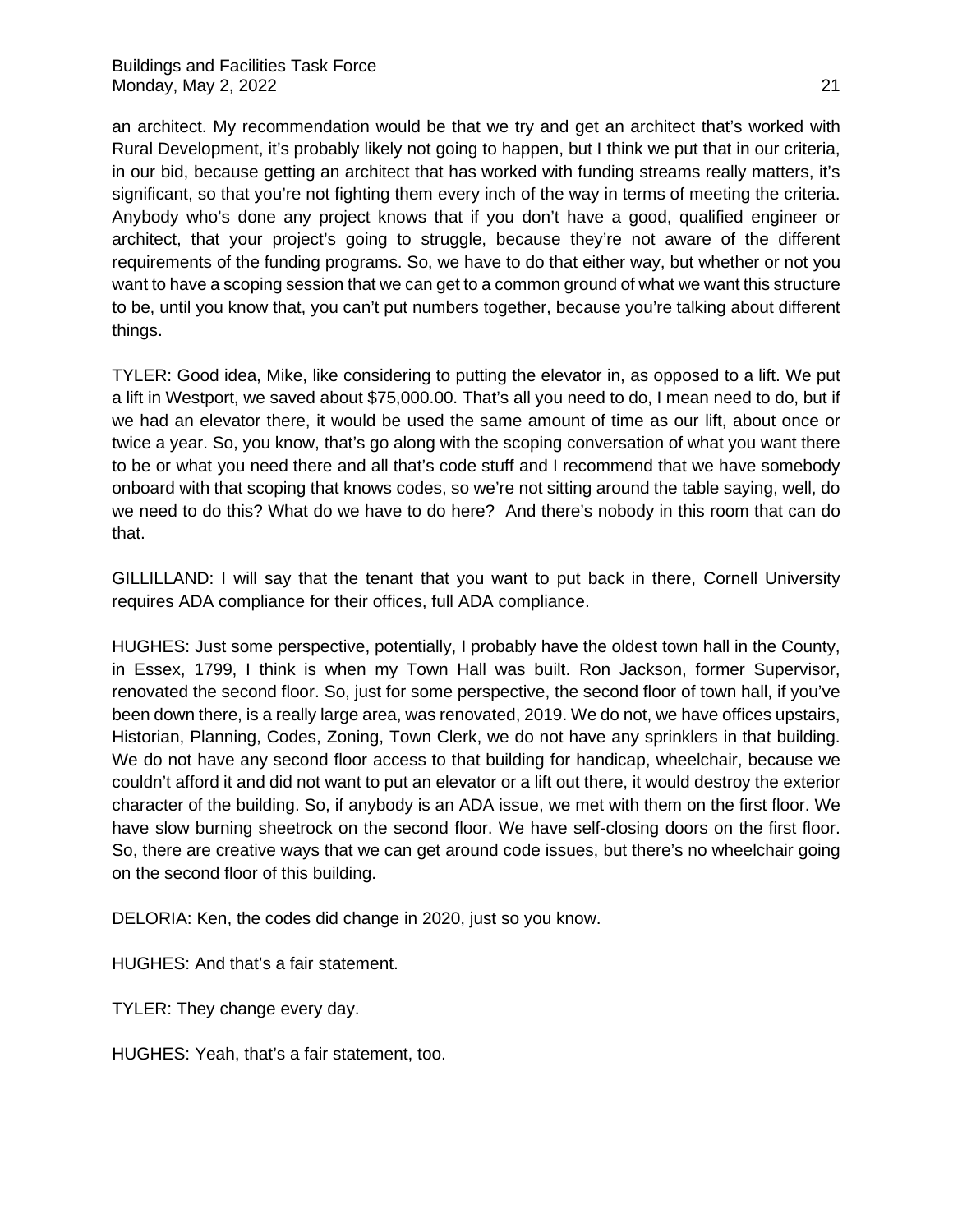an architect. My recommendation would be that we try and get an architect that's worked with Rural Development, it's probably likely not going to happen, but I think we put that in our criteria, in our bid, because getting an architect that has worked with funding streams really matters, it's significant, so that you're not fighting them every inch of the way in terms of meeting the criteria. Anybody who's done any project knows that if you don't have a good, qualified engineer or architect, that your project's going to struggle, because they're not aware of the different requirements of the funding programs. So, we have to do that either way, but whether or not you want to have a scoping session that we can get to a common ground of what we want this structure to be, until you know that, you can't put numbers together, because you're talking about different things.

TYLER: Good idea, Mike, like considering to putting the elevator in, as opposed to a lift. We put a lift in Westport, we saved about $75,000.00. That's all you need to do, I mean need to do, but if we had an elevator there, it would be used the same amount of time as our lift, about once or twice a year. So, you know, that's go along with the scoping conversation of what you want there to be or what you need there and all that's code stuff and I recommend that we have somebody onboard with that scoping that knows codes, so we're not sitting around the table saying, well, do we need to do this? What do we have to do here? And there's nobody in this room that can do that.

GILLILLAND: I will say that the tenant that you want to put back in there, Cornell University requires ADA compliance for their offices, full ADA compliance.

HUGHES: Just some perspective, potentially, I probably have the oldest town hall in the County, in Essex, 1799, I think is when my Town Hall was built. Ron Jackson, former Supervisor, renovated the second floor. So, just for some perspective, the second floor of town hall, if you've been down there, is a really large area, was renovated, 2019. We do not, we have offices upstairs, Historian, Planning, Codes, Zoning, Town Clerk, we do not have any sprinklers in that building. We do not have any second floor access to that building for handicap, wheelchair, because we couldn't afford it and did not want to put an elevator or a lift out there, it would destroy the exterior character of the building. So, if anybody is an ADA issue, we met with them on the first floor. We have slow burning sheetrock on the second floor. We have self-closing doors on the first floor. So, there are creative ways that we can get around code issues, but there's no wheelchair going on the second floor of this building.

DELORIA: Ken, the codes did change in 2020, just so you know.

HUGHES: And that's a fair statement.

TYLER: They change every day.

HUGHES: Yeah, that's a fair statement, too.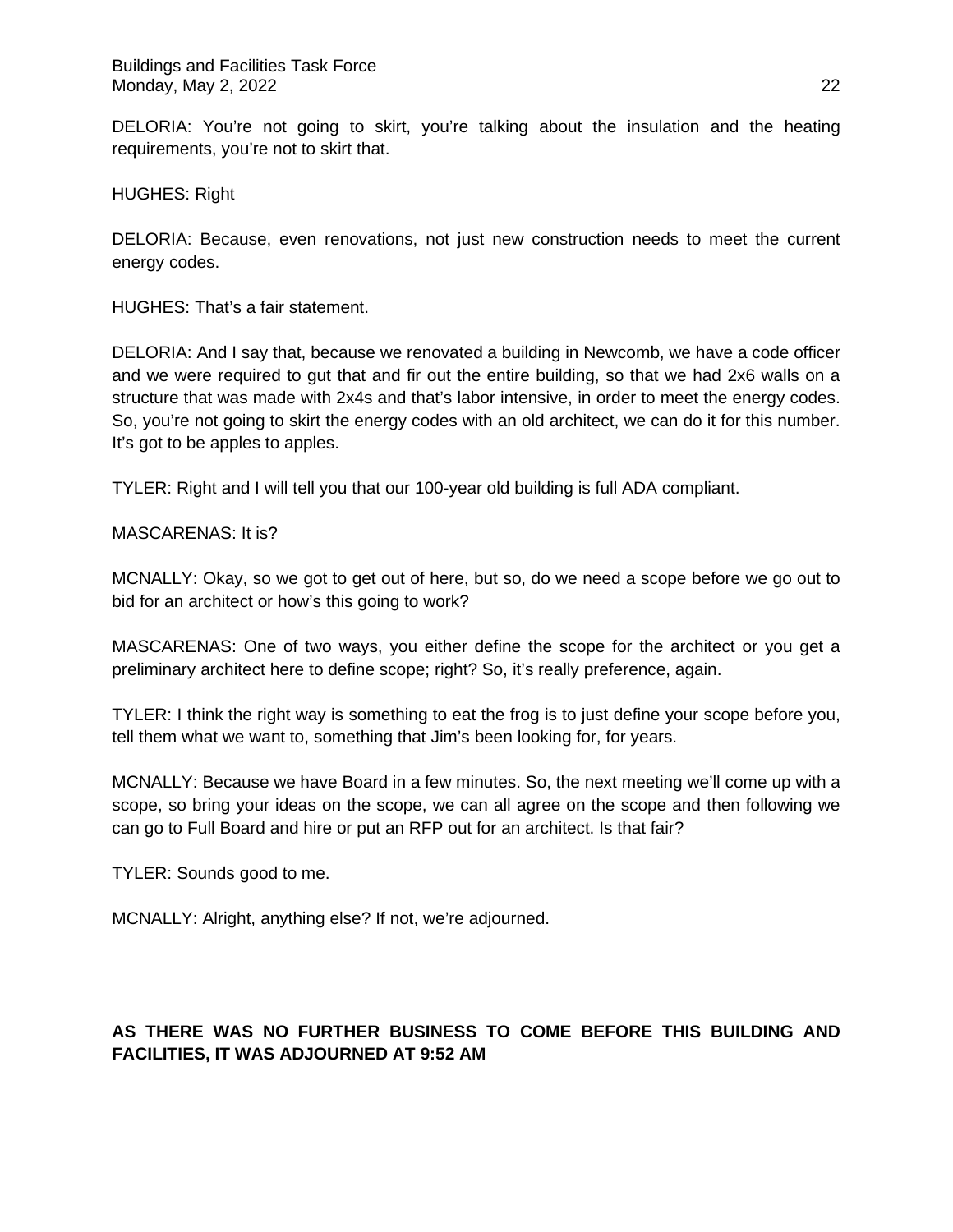DELORIA: You're not going to skirt, you're talking about the insulation and the heating requirements, you're not to skirt that.

HUGHES: Right

DELORIA: Because, even renovations, not just new construction needs to meet the current energy codes.

HUGHES: That's a fair statement.

DELORIA: And I say that, because we renovated a building in Newcomb, we have a code officer and we were required to gut that and fir out the entire building, so that we had 2x6 walls on a structure that was made with 2x4s and that's labor intensive, in order to meet the energy codes. So, you're not going to skirt the energy codes with an old architect, we can do it for this number. It's got to be apples to apples.

TYLER: Right and I will tell you that our 100-year old building is full ADA compliant.

MASCARENAS: It is?

MCNALLY: Okay, so we got to get out of here, but so, do we need a scope before we go out to bid for an architect or how's this going to work?

MASCARENAS: One of two ways, you either define the scope for the architect or you get a preliminary architect here to define scope; right? So, it's really preference, again.

TYLER: I think the right way is something to eat the frog is to just define your scope before you, tell them what we want to, something that Jim's been looking for, for years.

MCNALLY: Because we have Board in a few minutes. So, the next meeting we'll come up with a scope, so bring your ideas on the scope, we can all agree on the scope and then following we can go to Full Board and hire or put an RFP out for an architect. Is that fair?

TYLER: Sounds good to me.

MCNALLY: Alright, anything else? If not, we're adjourned.

**AS THERE WAS NO FURTHER BUSINESS TO COME BEFORE THIS BUILDING AND FACILITIES, IT WAS ADJOURNED AT 9:52 AM**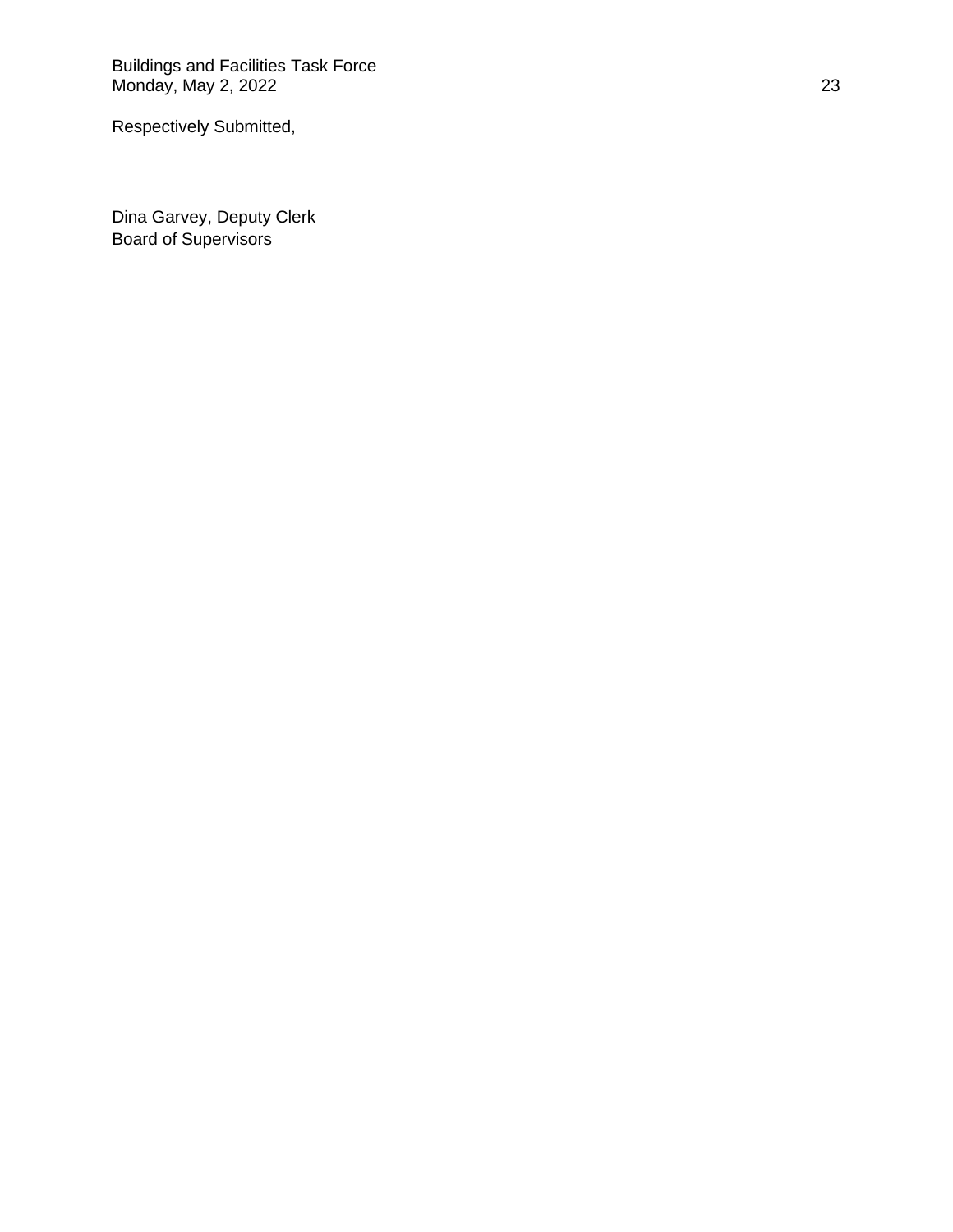Respectively Submitted,

Dina Garvey, Deputy Clerk
Board of Supervisors